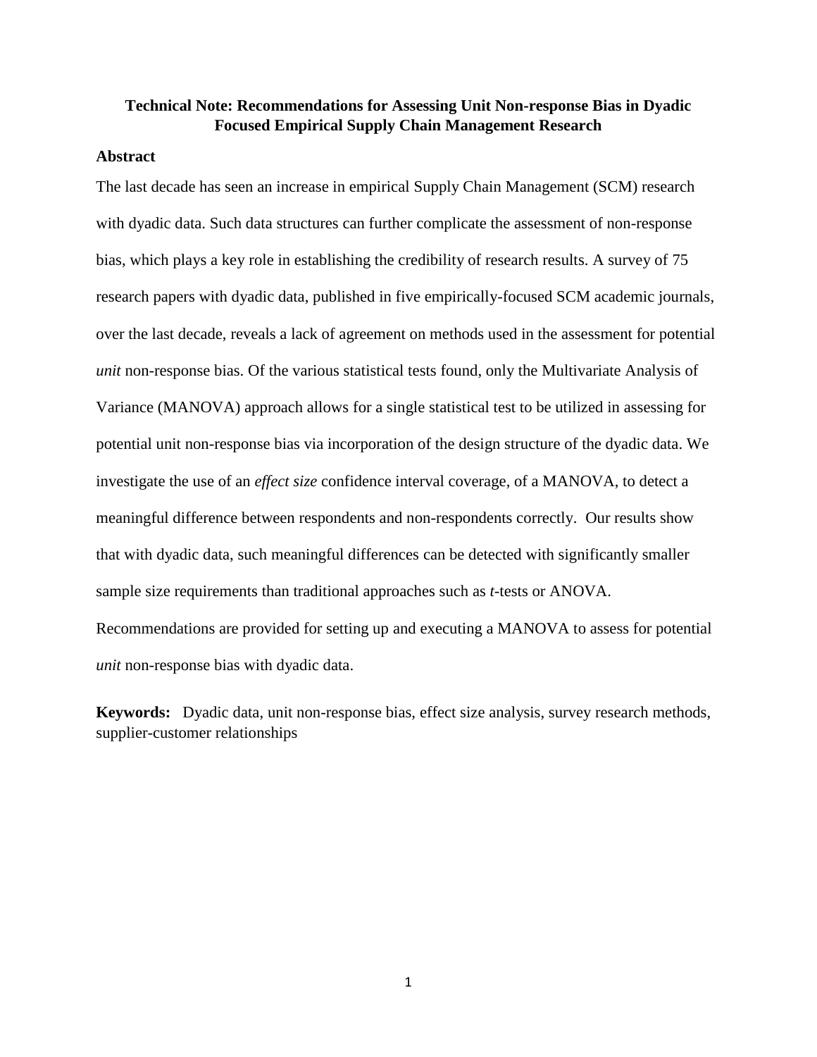# Technical Note: Recommendations for Assessing Unit Non-response Bias in Dyadic Focused Empirical Supply Chain Management Research

## Abstract

The last decade has seen an increase in empirical Supply Chain Management (SCM) research with dyadic data. Such data structures can further complicate the assessment of non-response bias, which plays a key role in establishing the credibility of research results. A survey of 75 research papers with dyadic data, published in five empirically-focused SCM academic journals, over the last decade, reveals a lack of agreement on methods used in the assessment for potential *unit* non-response bias. Of the various statistical tests found, only the Multivariate Analysis of Variance (MANOVA) approach allows for a single statistical test to be utilized in assessing for potential unit non-response bias via incorporation of the design structure of the dyadic data. We investigate the use of an *effect size* confidence interval coverage, of a MANOVA, to detect a meaningful difference between respondents and non-respondents correctly. Our results show that with dyadic data, such meaningful differences can be detected with significantly smaller sample size requirements than traditional approaches such as *t*-tests or ANOVA. Recommendations are provided for setting up and executing a MANOVA to assess for potential *unit* non-response bias with dyadic data.

**Keywords:** Dyadic data, unit non-response bias, effect size analysis, survey research methods, supplier-customer relationships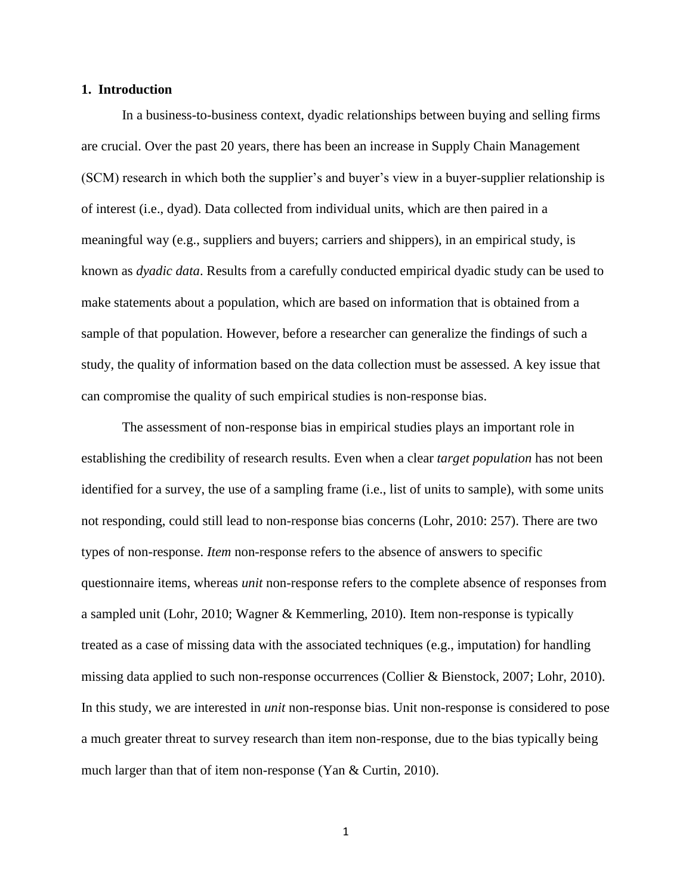## 1. Introduction

In a business-to-business context, dyadic relationships between buying and selling firms are crucial. Over the past 20 years, there has been an increase in Supply Chain Management (SCM) research in which both the supplier's and buyer's view in a buyer-supplier relationship is of interest (i.e., dyad). Data collected from individual units, which are then paired in a meaningful way (e.g., suppliers and buyers; carriers and shippers), in an empirical study, is known as *dyadic data*. Results from a carefully conducted empirical dyadic study can be used to make statements about a population, which are based on information that is obtained from a sample of that population. However, before a researcher can generalize the findings of such a study, the quality of information based on the data collection must be assessed. A key issue that can compromise the quality of such empirical studies is non-response bias.

The assessment of non-response bias in empirical studies plays an important role in establishing the credibility of research results. Even when a clear *target population* has not been identified for a survey, the use of a sampling frame (i.e., list of units to sample), with some units not responding, could still lead to non-response bias concerns (Lohr, 2010: 257). There are two types of non-response. *Item* non-response refers to the absence of answers to specific questionnaire items, whereas *unit* non-response refers to the complete absence of responses from a sampled unit (Lohr, 2010; Wagner & Kemmerling, 2010). Item non-response is typically treated as a case of missing data with the associated techniques (e.g., imputation) for handling missing data applied to such non-response occurrences (Collier & Bienstock, 2007; Lohr, 2010). In this study, we are interested in *unit* non-response bias. Unit non-response is considered to pose a much greater threat to survey research than item non-response, due to the bias typically being much larger than that of item non-response (Yan & Curtin, 2010).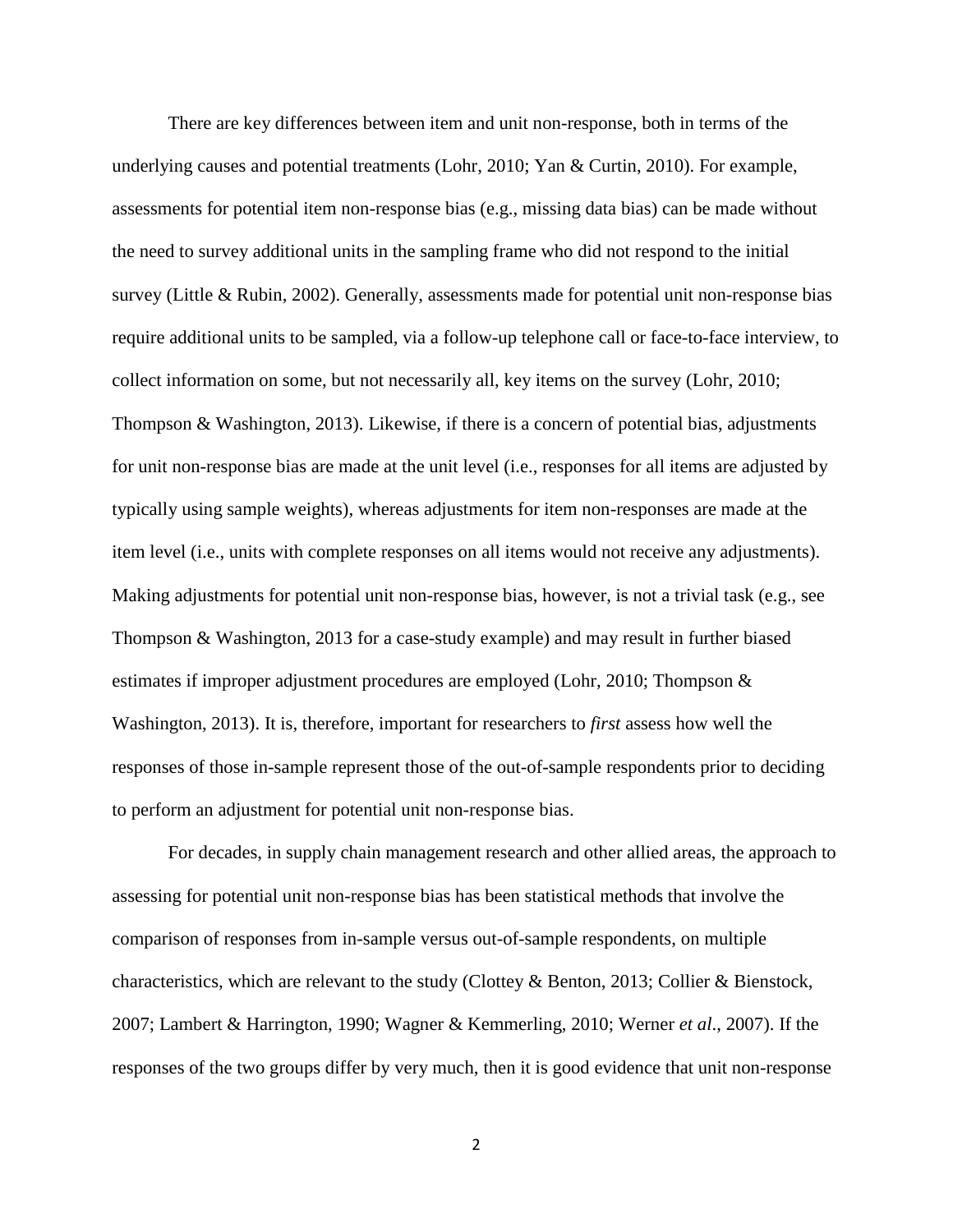There are key differences between item and unit non-response, both in terms of the underlying causes and potential treatments (Lohr, 2010; Yan & Curtin, 2010). For example, assessments for potential item non-response bias (e.g., missing data bias) can be made without the need to survey additional units in the sampling frame who did not respond to the initial survey (Little & Rubin, 2002). Generally, assessments made for potential unit non-response bias require additional units to be sampled, via a follow-up telephone call or face-to-face interview, to collect information on some, but not necessarily all, key items on the survey (Lohr, 2010; Thompson & Washington, 2013). Likewise, if there is a concern of potential bias, adjustments for unit non-response bias are made at the unit level (i.e., responses for all items are adjusted by typically using sample weights), whereas adjustments for item non-responses are made at the item level (i.e., units with complete responses on all items would not receive any adjustments). Making adjustments for potential unit non-response bias, however, is not a trivial task (e.g., see Thompson & Washington, 2013 for a case-study example) and may result in further biased estimates if improper adjustment procedures are employed (Lohr, 2010; Thompson & Washington, 2013). It is, therefore, important for researchers to *first* assess how well the responses of those in-sample represent those of the out-of-sample respondents prior to deciding to perform an adjustment for potential unit non-response bias.

For decades, in supply chain management research and other allied areas, the approach to assessing for potential unit non-response bias has been statistical methods that involve the comparison of responses from in-sample versus out-of-sample respondents, on multiple characteristics, which are relevant to the study (Clottey & Benton, 2013; Collier & Bienstock, 2007; Lambert & Harrington, 1990; Wagner & Kemmerling, 2010; Werner *et al*., 2007). If the responses of the two groups differ by very much, then it is good evidence that unit non-response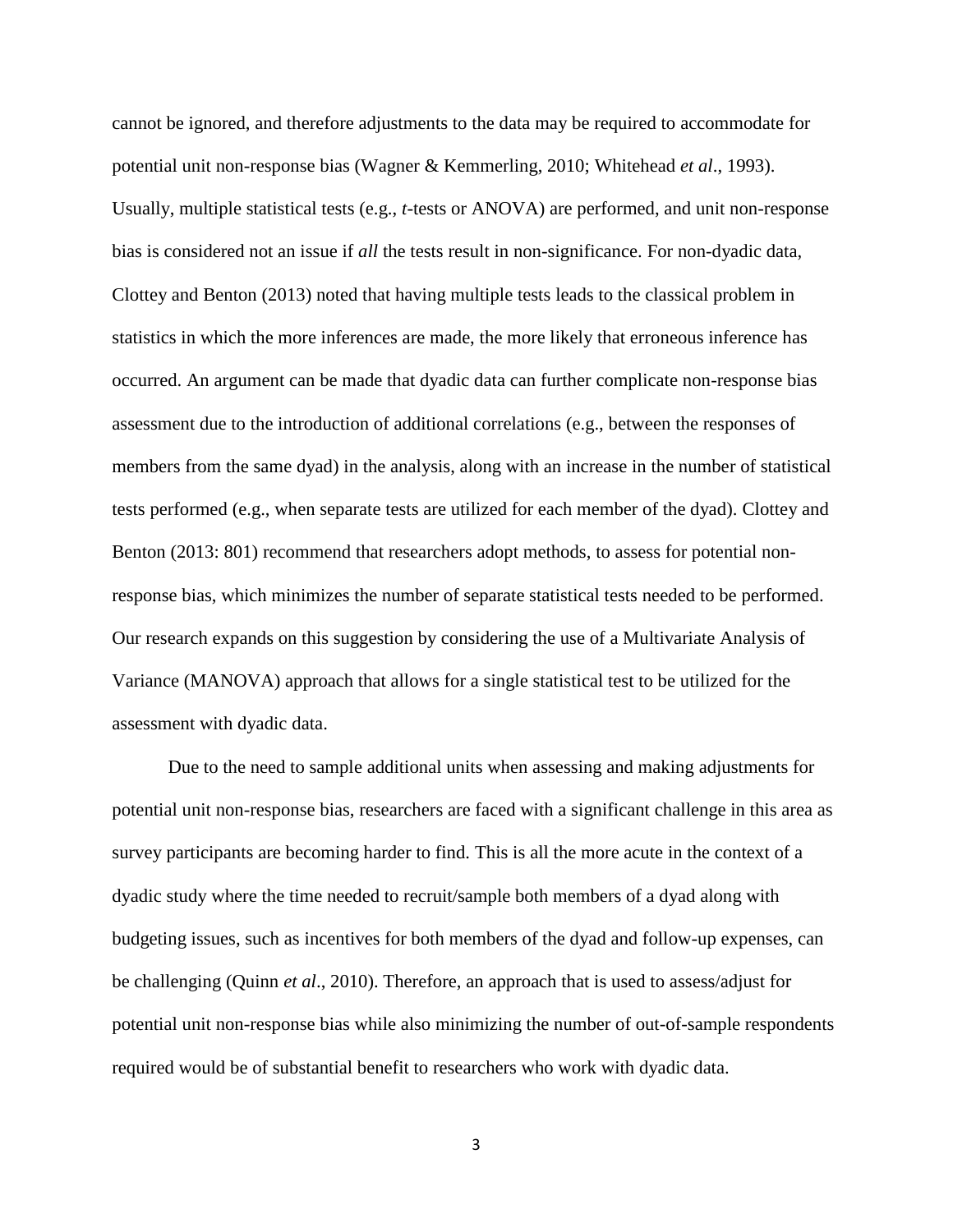cannot be ignored, and therefore adjustments to the data may be required to accommodate for potential unit non-response bias (Wagner & Kemmerling, 2010; Whitehead *et al*., 1993). Usually, multiple statistical tests (e.g., *t*-tests or ANOVA) are performed, and unit non-response bias is considered not an issue if *all* the tests result in non-significance. For non-dyadic data, Clottey and Benton (2013) noted that having multiple tests leads to the classical problem in statistics in which the more inferences are made, the more likely that erroneous inference has occurred. An argument can be made that dyadic data can further complicate non-response bias assessment due to the introduction of additional correlations (e.g., between the responses of members from the same dyad) in the analysis, along with an increase in the number of statistical tests performed (e.g., when separate tests are utilized for each member of the dyad). Clottey and Benton (2013: 801) recommend that researchers adopt methods, to assess for potential non-response bias, which minimizes the number of separate statistical tests needed to be performed. Our research expands on this suggestion by considering the use of a Multivariate Analysis of Variance (MANOVA) approach that allows for a single statistical test to be utilized for the assessment with dyadic data.

Due to the need to sample additional units when assessing and making adjustments for potential unit non-response bias, researchers are faced with a significant challenge in this area as survey participants are becoming harder to find. This is all the more acute in the context of a dyadic study where the time needed to recruit/sample both members of a dyad along with budgeting issues, such as incentives for both members of the dyad and follow-up expenses, can be challenging (Quinn *et al*., 2010). Therefore, an approach that is used to assess/adjust for potential unit non-response bias while also minimizing the number of out-of-sample respondents required would be of substantial benefit to researchers who work with dyadic data.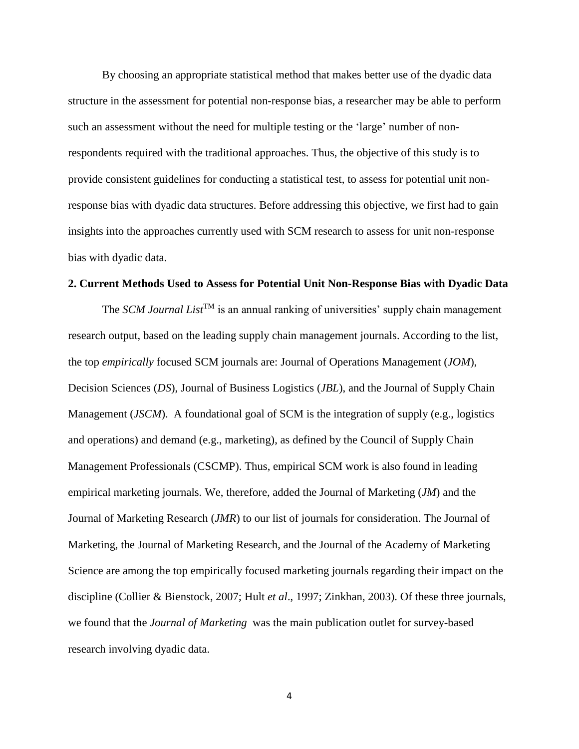By choosing an appropriate statistical method that makes better use of the dyadic data structure in the assessment for potential non-response bias, a researcher may be able to perform such an assessment without the need for multiple testing or the 'large' number of non-respondents required with the traditional approaches. Thus, the objective of this study is to provide consistent guidelines for conducting a statistical test, to assess for potential unit non-response bias with dyadic data structures. Before addressing this objective, we first had to gain insights into the approaches currently used with SCM research to assess for unit non-response bias with dyadic data.

## 2. Current Methods Used to Assess for Potential Unit Non-Response Bias with Dyadic Data

The *SCM Journal List*™ is an annual ranking of universities' supply chain management research output, based on the leading supply chain management journals. According to the list, the top *empirically* focused SCM journals are: Journal of Operations Management (*JOM*), Decision Sciences (*DS*), Journal of Business Logistics (*JBL*), and the Journal of Supply Chain Management (*JSCM*). A foundational goal of SCM is the integration of supply (e.g., logistics and operations) and demand (e.g., marketing), as defined by the Council of Supply Chain Management Professionals (CSCMP). Thus, empirical SCM work is also found in leading empirical marketing journals. We, therefore, added the Journal of Marketing (*JM*) and the Journal of Marketing Research (*JMR*) to our list of journals for consideration. The Journal of Marketing, the Journal of Marketing Research, and the Journal of the Academy of Marketing Science are among the top empirically focused marketing journals regarding their impact on the discipline (Collier & Bienstock, 2007; Hult *et al*., 1997; Zinkhan, 2003). Of these three journals, we found that the *Journal of Marketing* was the main publication outlet for survey-based research involving dyadic data.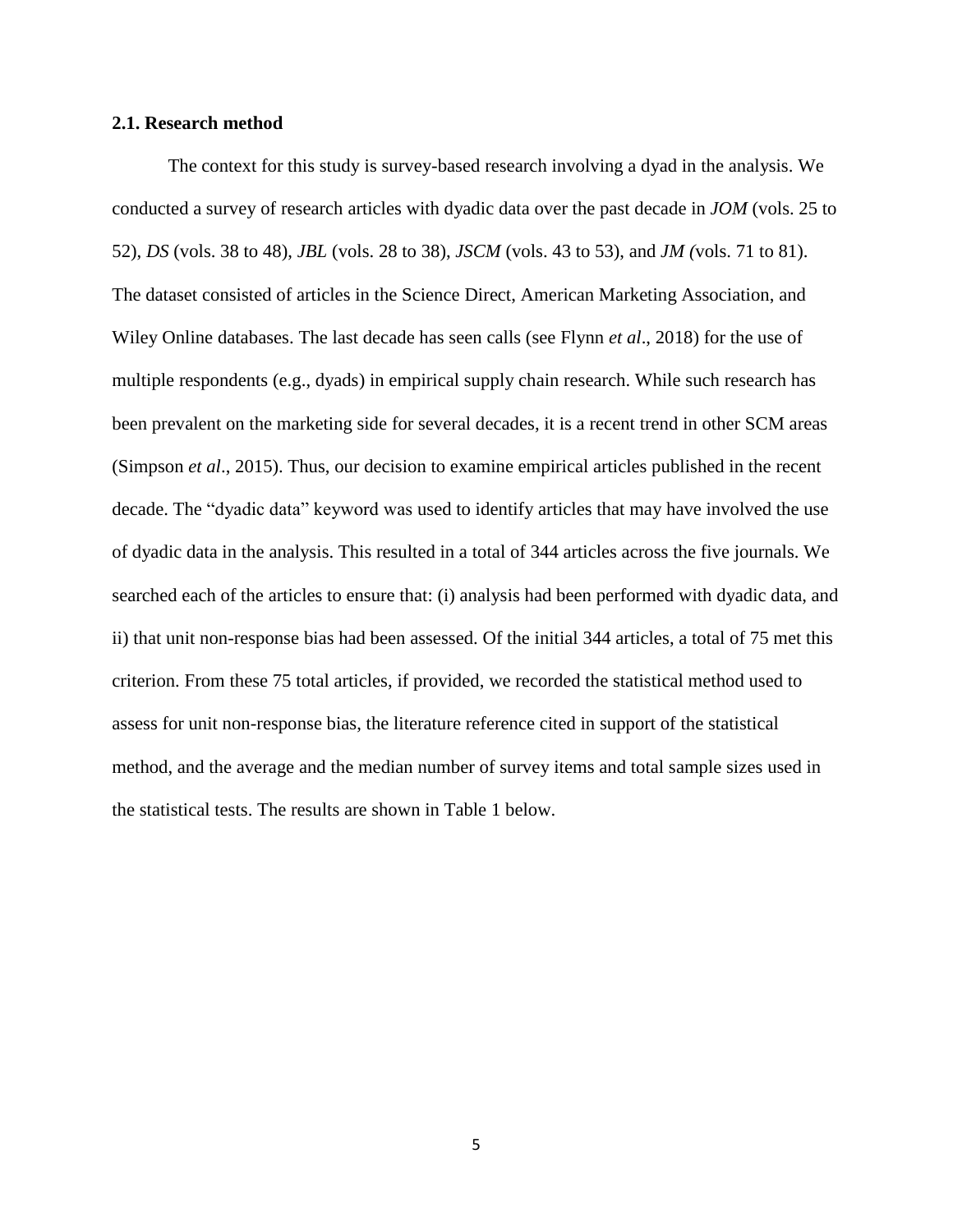### 2.1. Research method

The context for this study is survey-based research involving a dyad in the analysis. We conducted a survey of research articles with dyadic data over the past decade in *JOM* (vols. 25 to 52), *DS* (vols. 38 to 48), *JBL* (vols. 28 to 38), *JSCM* (vols. 43 to 53), and *JM (*vols. 71 to 81). The dataset consisted of articles in the Science Direct, American Marketing Association, and Wiley Online databases. The last decade has seen calls (see Flynn *et al*., 2018) for the use of multiple respondents (e.g., dyads) in empirical supply chain research. While such research has been prevalent on the marketing side for several decades, it is a recent trend in other SCM areas (Simpson *et al*., 2015). Thus, our decision to examine empirical articles published in the recent decade. The "dyadic data" keyword was used to identify articles that may have involved the use of dyadic data in the analysis. This resulted in a total of 344 articles across the five journals. We searched each of the articles to ensure that: (i) analysis had been performed with dyadic data, and ii) that unit non-response bias had been assessed. Of the initial 344 articles, a total of 75 met this criterion. From these 75 total articles, if provided, we recorded the statistical method used to assess for unit non-response bias, the literature reference cited in support of the statistical method, and the average and the median number of survey items and total sample sizes used in the statistical tests. The results are shown in Table 1 below.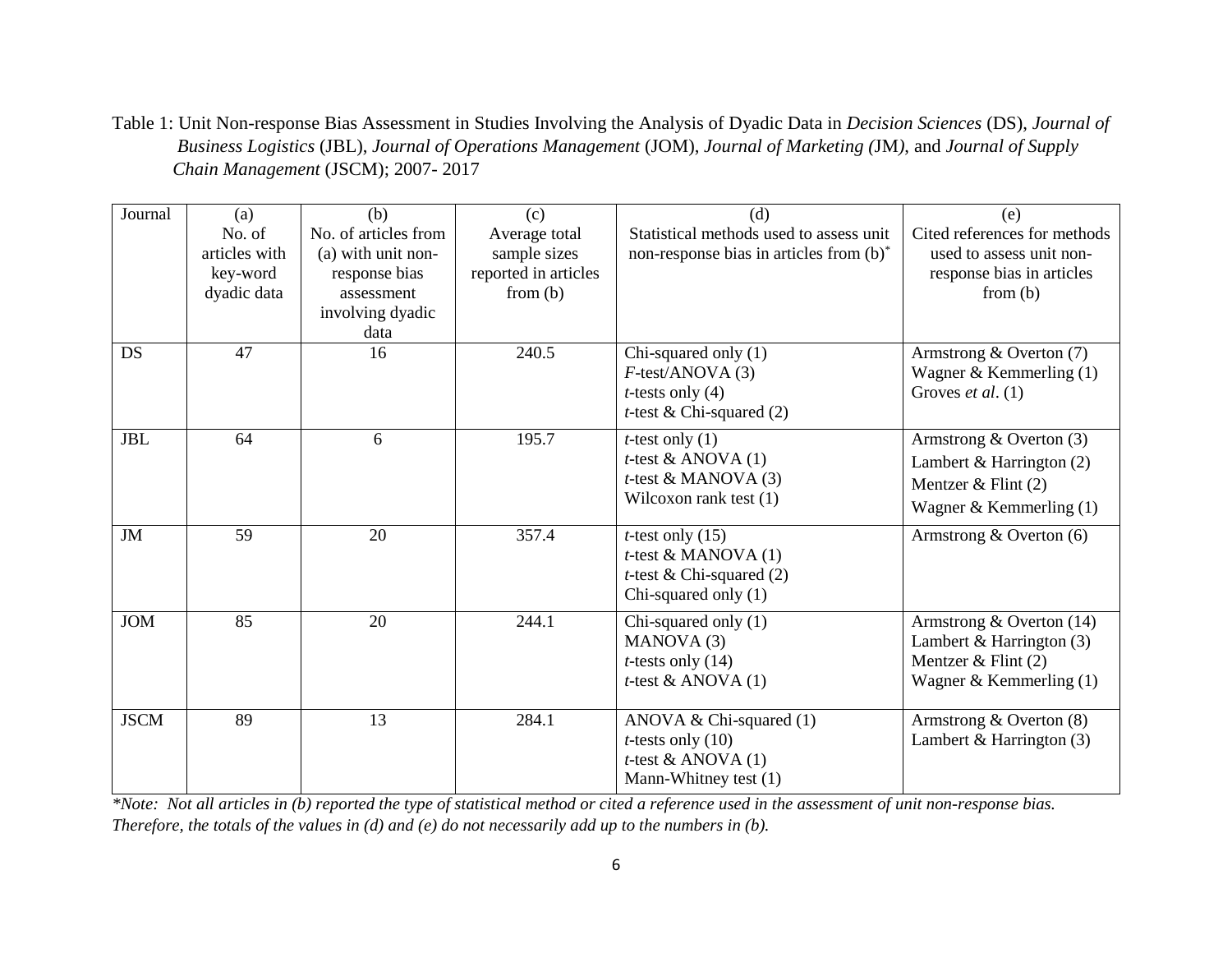Table 1: Unit Non-response Bias Assessment in Studies Involving the Analysis of Dyadic Data in *Decision Sciences* (DS), *Journal of Business Logistics* (JBL), *Journal of Operations Management* (JOM), *Journal of Marketing (*JM*)*, and *Journal of Supply Chain Management* (JSCM); 2007- 2017

| Journal | (a) No. of articles with key-word dyadic data | (b) No. of articles from (a) with unit non-response bias assessment involving dyadic data | (c) Average total sample sizes reported in articles from (b) | (d) Statistical methods used to assess unit non-response bias in articles from (b)* | (e) Cited references for methods used to assess unit non-response bias in articles from (b) |
|---|---|---|---|---|---|
| DS | 47 | 16 | 240.5 | Chi-squared only (1)<br>*F*-test/ANOVA (3)<br>*t*-tests only (4)<br>*t*-test & Chi-squared (2) | Armstrong & Overton (7)<br>Wagner & Kemmerling (1)<br>Groves *et al*. (1) |
| JBL | 64 | 6 | 195.7 | *t*-test only (1)<br>*t*-test & ANOVA (1)<br>*t*-test & MANOVA (3)<br>Wilcoxon rank test (1) | Armstrong & Overton (3)<br>Lambert & Harrington (2)<br>Mentzer & Flint (2)<br>Wagner & Kemmerling (1) |
| JM | 59 | 20 | 357.4 | *t*-test only (15)<br>*t*-test & MANOVA (1)<br>*t*-test & Chi-squared (2)<br>Chi-squared only (1) | Armstrong & Overton (6) |
| JOM | 85 | 20 | 244.1 | Chi-squared only (1)<br>MANOVA (3)<br>*t*-tests only (14)<br>*t*-test & ANOVA (1) | Armstrong & Overton (14)<br>Lambert & Harrington (3)<br>Mentzer & Flint (2)<br>Wagner & Kemmerling (1) |
| JSCM | 89 | 13 | 284.1 | ANOVA & Chi-squared (1)<br>*t*-tests only (10)<br>*t*-test & ANOVA (1)<br>Mann-Whitney test (1) | Armstrong & Overton (8)<br>Lambert & Harrington (3) |

*\*Note: Not all articles in (b) reported the type of statistical method or cited a reference used in the assessment of unit non-response bias. Therefore, the totals of the values in (d) and (e) do not necessarily add up to the numbers in (b).*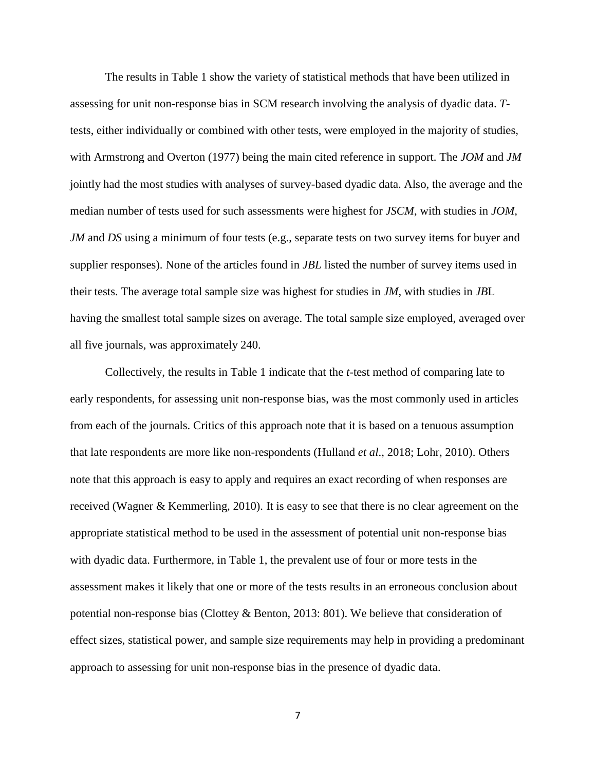The results in Table 1 show the variety of statistical methods that have been utilized in assessing for unit non-response bias in SCM research involving the analysis of dyadic data. *T*-tests, either individually or combined with other tests, were employed in the majority of studies, with Armstrong and Overton (1977) being the main cited reference in support. The *JOM* and *JM* jointly had the most studies with analyses of survey-based dyadic data. Also, the average and the median number of tests used for such assessments were highest for *JSCM*, with studies in *JOM*, *JM* and *DS* using a minimum of four tests (e.g., separate tests on two survey items for buyer and supplier responses). None of the articles found in *JBL* listed the number of survey items used in their tests. The average total sample size was highest for studies in *JM*, with studies in *JB*L having the smallest total sample sizes on average. The total sample size employed, averaged over all five journals, was approximately 240.

Collectively, the results in Table 1 indicate that the *t*-test method of comparing late to early respondents, for assessing unit non-response bias, was the most commonly used in articles from each of the journals. Critics of this approach note that it is based on a tenuous assumption that late respondents are more like non-respondents (Hulland *et al*., 2018; Lohr, 2010). Others note that this approach is easy to apply and requires an exact recording of when responses are received (Wagner & Kemmerling, 2010). It is easy to see that there is no clear agreement on the appropriate statistical method to be used in the assessment of potential unit non-response bias with dyadic data. Furthermore, in Table 1, the prevalent use of four or more tests in the assessment makes it likely that one or more of the tests results in an erroneous conclusion about potential non-response bias (Clottey & Benton, 2013: 801). We believe that consideration of effect sizes, statistical power, and sample size requirements may help in providing a predominant approach to assessing for unit non-response bias in the presence of dyadic data.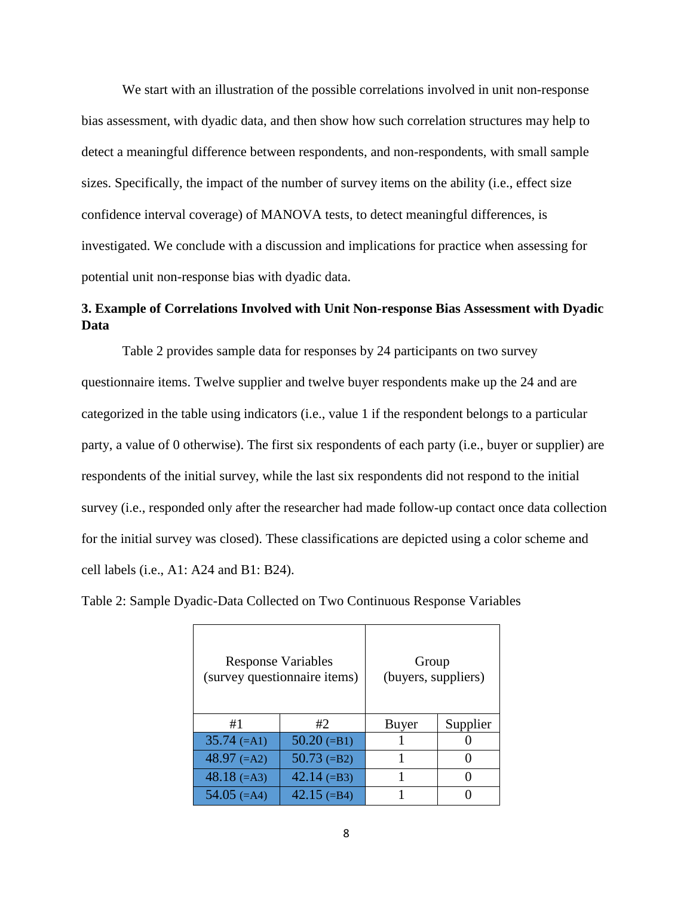We start with an illustration of the possible correlations involved in unit non-response bias assessment, with dyadic data, and then show how such correlation structures may help to detect a meaningful difference between respondents, and non-respondents, with small sample sizes. Specifically, the impact of the number of survey items on the ability (i.e., effect size confidence interval coverage) of MANOVA tests, to detect meaningful differences, is investigated. We conclude with a discussion and implications for practice when assessing for potential unit non-response bias with dyadic data.

### 3. Example of Correlations Involved with Unit Non-response Bias Assessment with Dyadic Data

Table 2 provides sample data for responses by 24 participants on two survey questionnaire items. Twelve supplier and twelve buyer respondents make up the 24 and are categorized in the table using indicators (i.e., value 1 if the respondent belongs to a particular party, a value of 0 otherwise). The first six respondents of each party (i.e., buyer or supplier) are respondents of the initial survey, while the last six respondents did not respond to the initial survey (i.e., responded only after the researcher had made follow-up contact once data collection for the initial survey was closed). These classifications are depicted using a color scheme and cell labels (i.e., A1: A24 and B1: B24).

Table 2: Sample Dyadic-Data Collected on Two Continuous Response Variables

| Response Variables (survey questionnaire items) | | Group (buyers, suppliers) | |
|---|---|---|---|
| #1 | #2 | Buyer | Supplier |
| 35.74 (=A1) | 50.20 (=B1) | 1 | 0 |
| 48.97 (=A2) | 50.73 (=B2) | 1 | 0 |
| 48.18 (=A3) | 42.14 (=B3) | 1 | 0 |
| 54.05 (=A4) | 42.15 (=B4) | 1 | 0 |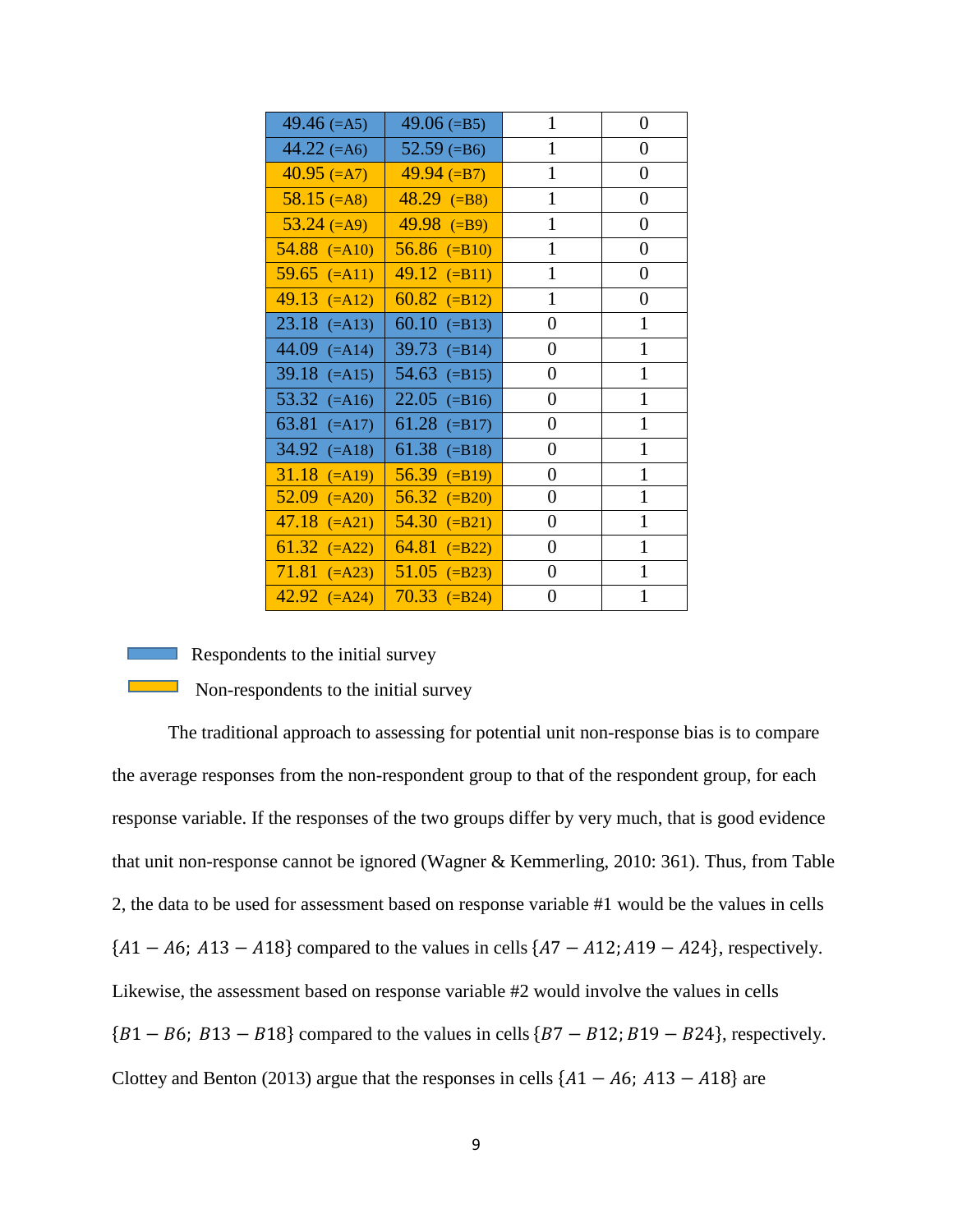| | | | |
|---|---|---|---|
| 49.46 (=A5) | 49.06 (=B5) | 1 | 0 |
| 44.22 (=A6) | 52.59 (=B6) | 1 | 0 |
| 40.95 (=A7) | 49.94 (=B7) | 1 | 0 |
| 58.15 (=A8) | 48.29 (=B8) | 1 | 0 |
| 53.24 (=A9) | 49.98 (=B9) | 1 | 0 |
| 54.88 (=A10) | 56.86 (=B10) | 1 | 0 |
| 59.65 (=A11) | 49.12 (=B11) | 1 | 0 |
| 49.13 (=A12) | 60.82 (=B12) | 1 | 0 |
| 23.18 (=A13) | 60.10 (=B13) | 0 | 1 |
| 44.09 (=A14) | 39.73 (=B14) | 0 | 1 |
| 39.18 (=A15) | 54.63 (=B15) | 0 | 1 |
| 53.32 (=A16) | 22.05 (=B16) | 0 | 1 |
| 63.81 (=A17) | 61.28 (=B17) | 0 | 1 |
| 34.92 (=A18) | 61.38 (=B18) | 0 | 1 |
| 31.18 (=A19) | 56.39 (=B19) | 0 | 1 |
| 52.09 (=A20) | 56.32 (=B20) | 0 | 1 |
| 47.18 (=A21) | 54.30 (=B21) | 0 | 1 |
| 61.32 (=A22) | 64.81 (=B22) | 0 | 1 |
| 71.81 (=A23) | 51.05 (=B23) | 0 | 1 |
| 42.92 (=A24) | 70.33 (=B24) | 0 | 1 |

Blue: Respondents to the initial survey

Yellow: Non-respondents to the initial survey

The traditional approach to assessing for potential unit non-response bias is to compare the average responses from the non-respondent group to that of the respondent group, for each response variable. If the responses of the two groups differ by very much, that is good evidence that unit non-response cannot be ignored (Wagner & Kemmerling, 2010: 361). Thus, from Table 2, the data to be used for assessment based on response variable #1 would be the values in cells $\{A1 - A6;\ A13 - A18\}$ compared to the values in cells $\{A7 - A12; A19 - A24\}$, respectively. Likewise, the assessment based on response variable #2 would involve the values in cells $\{B1 - B6;\ B13 - B18\}$ compared to the values in cells $\{B7 - B12; B19 - B24\}$, respectively. Clottey and Benton (2013) argue that the responses in cells $\{A1 - A6;\ A13 - A18\}$ are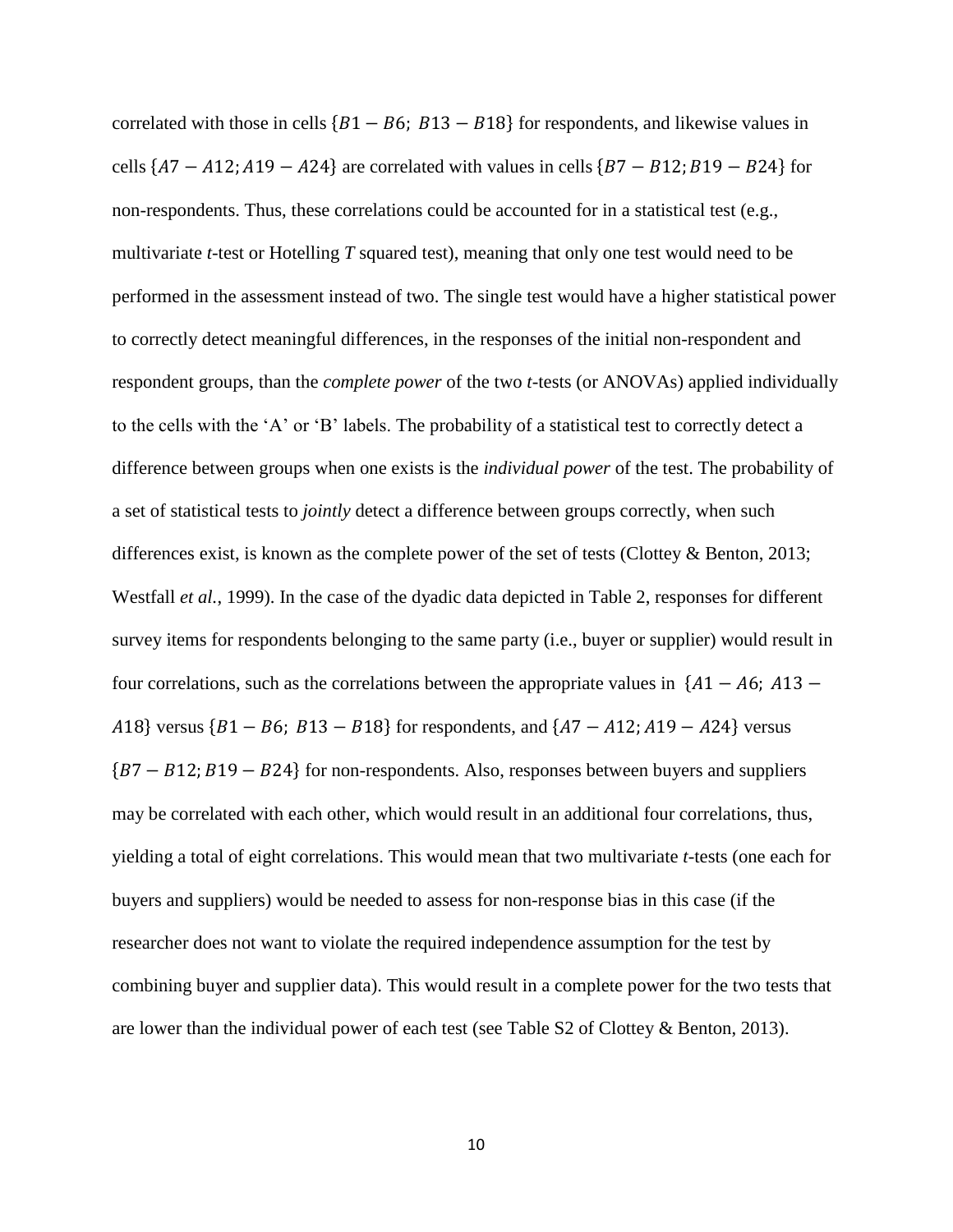correlated with those in cells $\{B1 - B6;\ B13 - B18\}$ for respondents, and likewise values in cells $\{A7 - A12; A19 - A24\}$ are correlated with values in cells $\{B7 - B12; B19 - B24\}$ for non-respondents. Thus, these correlations could be accounted for in a statistical test (e.g., multivariate *t*-test or Hotelling *T* squared test), meaning that only one test would need to be performed in the assessment instead of two. The single test would have a higher statistical power to correctly detect meaningful differences, in the responses of the initial non-respondent and respondent groups, than the *complete power* of the two *t*-tests (or ANOVAs) applied individually to the cells with the 'A' or 'B' labels. The probability of a statistical test to correctly detect a difference between groups when one exists is the *individual power* of the test. The probability of a set of statistical tests to *jointly* detect a difference between groups correctly, when such differences exist, is known as the complete power of the set of tests (Clottey & Benton, 2013; Westfall *et al.*, 1999). In the case of the dyadic data depicted in Table 2, responses for different survey items for respondents belonging to the same party (i.e., buyer or supplier) would result in four correlations, such as the correlations between the appropriate values in $\{A1 - A6;\ A13 - A18\}$ versus $\{B1 - B6;\ B13 - B18\}$ for respondents, and $\{A7 - A12; A19 - A24\}$ versus $\{B7 - B12; B19 - B24\}$ for non-respondents. Also, responses between buyers and suppliers may be correlated with each other, which would result in an additional four correlations, thus, yielding a total of eight correlations. This would mean that two multivariate *t*-tests (one each for buyers and suppliers) would be needed to assess for non-response bias in this case (if the researcher does not want to violate the required independence assumption for the test by combining buyer and supplier data). This would result in a complete power for the two tests that are lower than the individual power of each test (see Table S2 of Clottey & Benton, 2013).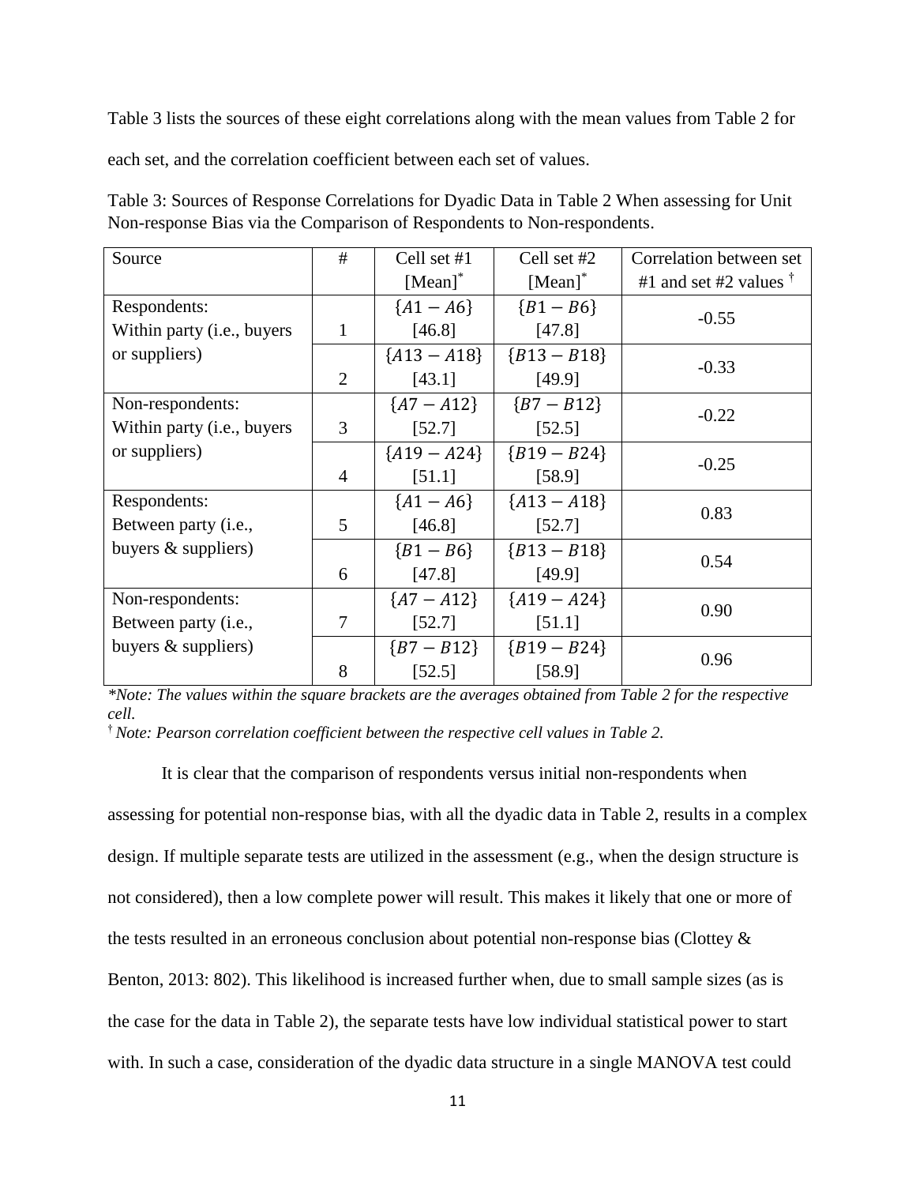Table 3 lists the sources of these eight correlations along with the mean values from Table 2 for each set, and the correlation coefficient between each set of values.

Table 3: Sources of Response Correlations for Dyadic Data in Table 2 When assessing for Unit Non-response Bias via the Comparison of Respondents to Non-respondents.

| Source | # | Cell set #1 [Mean]* | Cell set #2 [Mean]* | Correlation between set #1 and set #2 values † |
|---|---|---|---|---|
| Respondents: Within party (i.e., buyers or suppliers) | 1 | $\{A1 - A6\}$ [46.8] | $\{B1 - B6\}$ [47.8] | -0.55 |
| | 2 | $\{A13 - A18\}$ [43.1] | $\{B13 - B18\}$ [49.9] | -0.33 |
| Non-respondents: Within party (i.e., buyers or suppliers) | 3 | $\{A7 - A12\}$ [52.7] | $\{B7 - B12\}$ [52.5] | -0.22 |
| | 4 | $\{A19 - A24\}$ [51.1] | $\{B19 - B24\}$ [58.9] | -0.25 |
| Respondents: Between party (i.e., buyers & suppliers) | 5 | $\{A1 - A6\}$ [46.8] | $\{A13 - A18\}$ [52.7] | 0.83 |
| | 6 | $\{B1 - B6\}$ [47.8] | $\{B13 - B18\}$ [49.9] | 0.54 |
| Non-respondents: Between party (i.e., buyers & suppliers) | 7 | $\{A7 - A12\}$ [52.7] | $\{A19 - A24\}$ [51.1] | 0.90 |
| | 8 | $\{B7 - B12\}$ [52.5] | $\{B19 - B24\}$ [58.9] | 0.96 |

*\*Note: The values within the square brackets are the averages obtained from Table 2 for the respective cell.*

*† Note: Pearson correlation coefficient between the respective cell values in Table 2.*

It is clear that the comparison of respondents versus initial non-respondents when assessing for potential non-response bias, with all the dyadic data in Table 2, results in a complex design. If multiple separate tests are utilized in the assessment (e.g., when the design structure is not considered), then a low complete power will result. This makes it likely that one or more of the tests resulted in an erroneous conclusion about potential non-response bias (Clottey & Benton, 2013: 802). This likelihood is increased further when, due to small sample sizes (as is the case for the data in Table 2), the separate tests have low individual statistical power to start with. In such a case, consideration of the dyadic data structure in a single MANOVA test could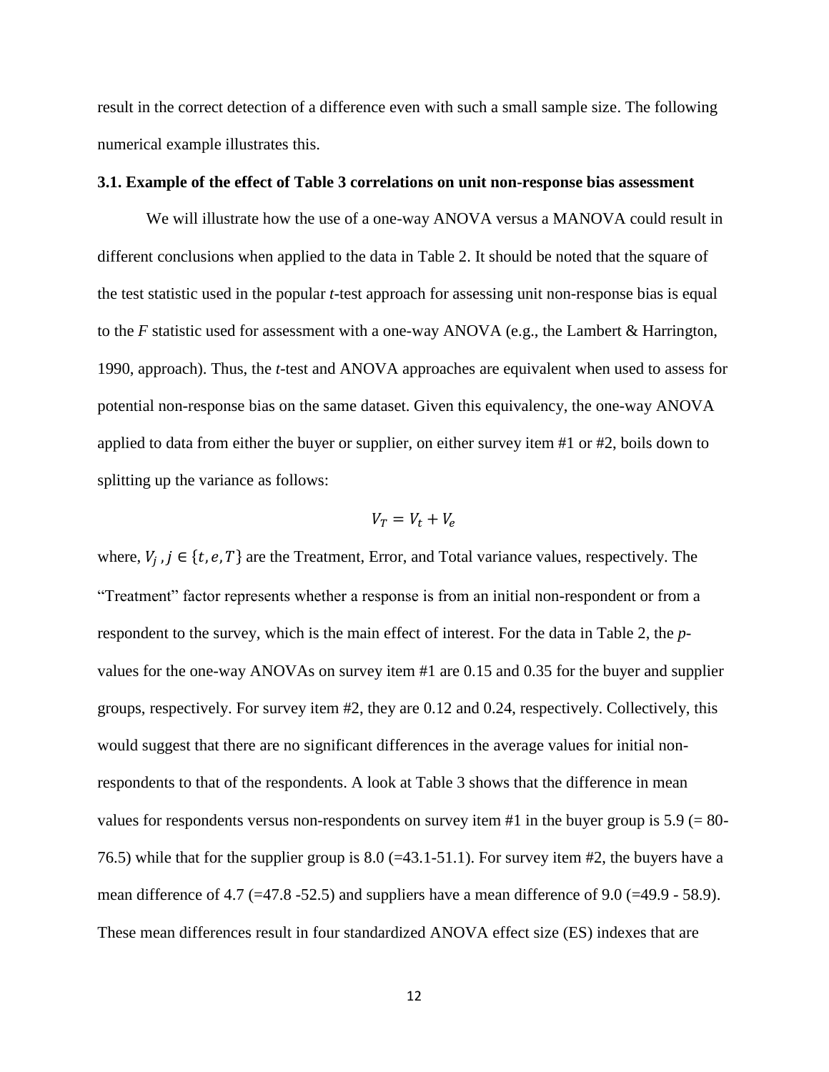result in the correct detection of a difference even with such a small sample size. The following numerical example illustrates this.

### 3.1. Example of the effect of Table 3 correlations on unit non-response bias assessment

We will illustrate how the use of a one-way ANOVA versus a MANOVA could result in different conclusions when applied to the data in Table 2. It should be noted that the square of the test statistic used in the popular *t*-test approach for assessing unit non-response bias is equal to the *F* statistic used for assessment with a one-way ANOVA (e.g., the Lambert & Harrington, 1990, approach). Thus, the *t*-test and ANOVA approaches are equivalent when used to assess for potential non-response bias on the same dataset. Given this equivalency, the one-way ANOVA applied to data from either the buyer or supplier, on either survey item #1 or #2, boils down to splitting up the variance as follows:

$$V_T = V_t + V_e$$

where, $V_j$, $j \in \{t, e, T\}$ are the Treatment, Error, and Total variance values, respectively. The "Treatment" factor represents whether a response is from an initial non-respondent or from a respondent to the survey, which is the main effect of interest. For the data in Table 2, the *p*-values for the one-way ANOVAs on survey item #1 are 0.15 and 0.35 for the buyer and supplier groups, respectively. For survey item #2, they are 0.12 and 0.24, respectively. Collectively, this would suggest that there are no significant differences in the average values for initial non-respondents to that of the respondents. A look at Table 3 shows that the difference in mean values for respondents versus non-respondents on survey item #1 in the buyer group is 5.9 (= 80-76.5) while that for the supplier group is 8.0 (=43.1-51.1). For survey item #2, the buyers have a mean difference of 4.7 (=47.8 -52.5) and suppliers have a mean difference of 9.0 (=49.9 - 58.9). These mean differences result in four standardized ANOVA effect size (ES) indexes that are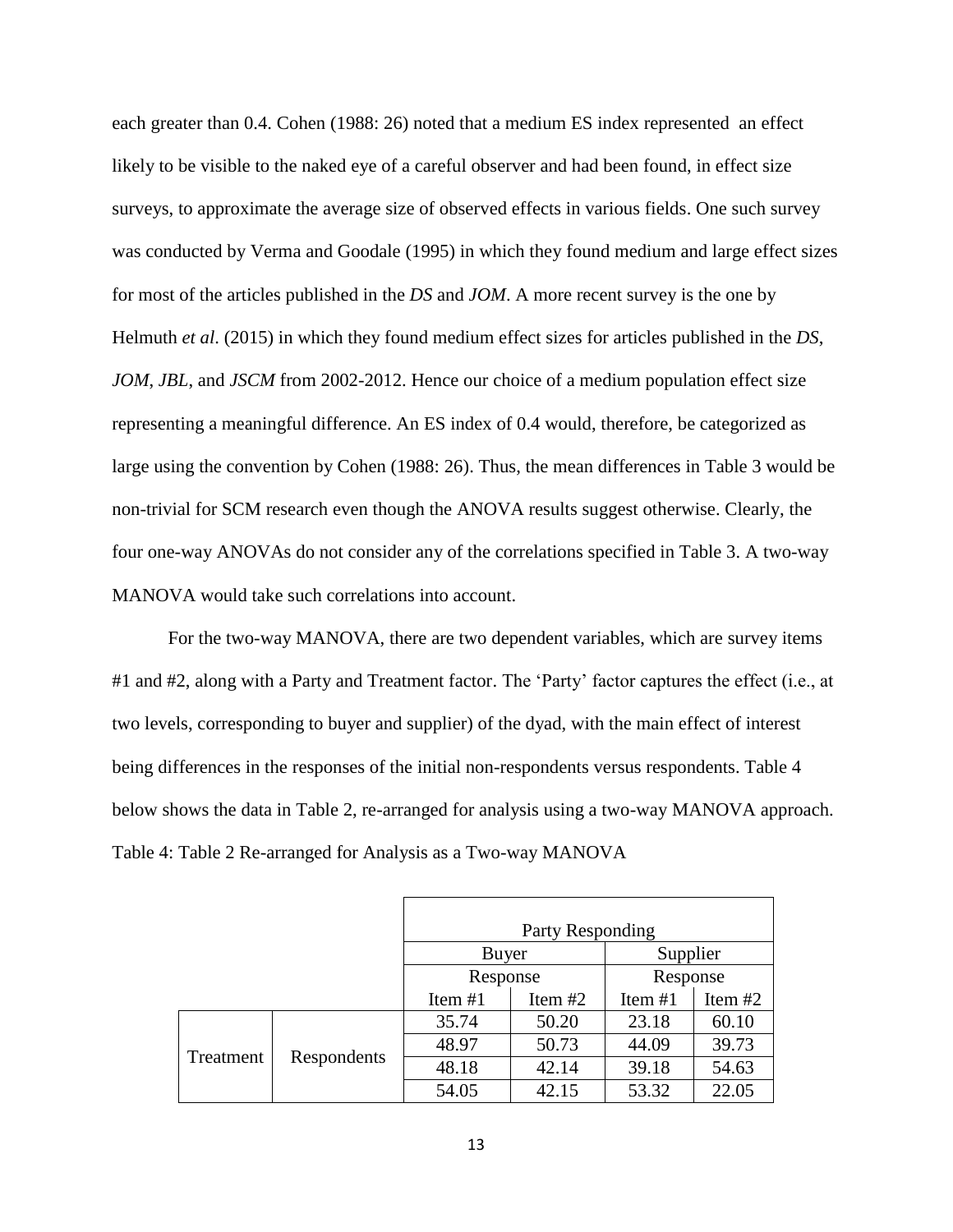each greater than 0.4. Cohen (1988: 26) noted that a medium ES index represented an effect likely to be visible to the naked eye of a careful observer and had been found, in effect size surveys, to approximate the average size of observed effects in various fields. One such survey was conducted by Verma and Goodale (1995) in which they found medium and large effect sizes for most of the articles published in the *DS* and *JOM*. A more recent survey is the one by Helmuth *et al*. (2015) in which they found medium effect sizes for articles published in the *DS*, *JOM*, *JBL*, and *JSCM* from 2002-2012. Hence our choice of a medium population effect size representing a meaningful difference. An ES index of 0.4 would, therefore, be categorized as large using the convention by Cohen (1988: 26). Thus, the mean differences in Table 3 would be non-trivial for SCM research even though the ANOVA results suggest otherwise. Clearly, the four one-way ANOVAs do not consider any of the correlations specified in Table 3. A two-way MANOVA would take such correlations into account.

For the two-way MANOVA, there are two dependent variables, which are survey items #1 and #2, along with a Party and Treatment factor. The 'Party' factor captures the effect (i.e., at two levels, corresponding to buyer and supplier) of the dyad, with the main effect of interest being differences in the responses of the initial non-respondents versus respondents. Table 4 below shows the data in Table 2, re-arranged for analysis using a two-way MANOVA approach.

Table 4: Table 2 Re-arranged for Analysis as a Two-way MANOVA

| | | Party Responding | | | |
|---|---|---|---|---|---|
| | | Buyer | | Supplier | |
| | | Response | | Response | |
| | | Item #1 | Item #2 | Item #1 | Item #2 |
| Treatment | Respondents | 35.74 | 50.20 | 23.18 | 60.10 |
| | | 48.97 | 50.73 | 44.09 | 39.73 |
| | | 48.18 | 42.14 | 39.18 | 54.63 |
| | | 54.05 | 42.15 | 53.32 | 22.05 |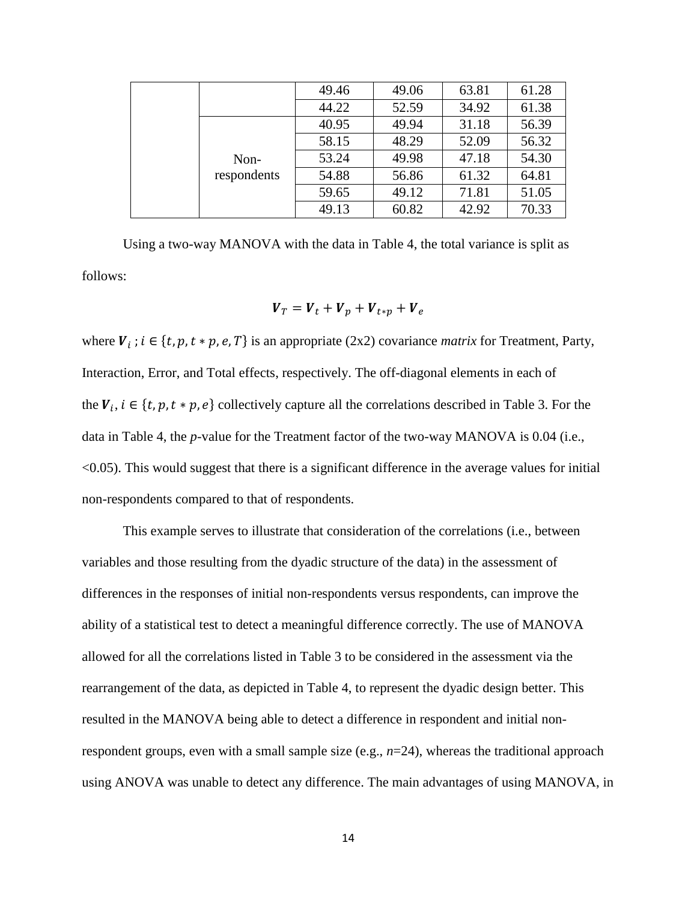| | | | | | |
|---|---|---|---|---|---|
| | | 49.46 | 49.06 | 63.81 | 61.28 |
| | | 44.22 | 52.59 | 34.92 | 61.38 |
| | Non-respondents | 40.95 | 49.94 | 31.18 | 56.39 |
| | | 58.15 | 48.29 | 52.09 | 56.32 |
| | | 53.24 | 49.98 | 47.18 | 54.30 |
| | | 54.88 | 56.86 | 61.32 | 64.81 |
| | | 59.65 | 49.12 | 71.81 | 51.05 |
| | | 49.13 | 60.82 | 42.92 | 70.33 |

Using a two-way MANOVA with the data in Table 4, the total variance is split as follows:

$$\boldsymbol{V}_T = \boldsymbol{V}_t + \boldsymbol{V}_p + \boldsymbol{V}_{t*p} + \boldsymbol{V}_e$$

where $\boldsymbol{V}_i$ ; $i \in \{t, p, t*p, e, T\}$ is an appropriate (2x2) covariance *matrix* for Treatment, Party, Interaction, Error, and Total effects, respectively. The off-diagonal elements in each of the $\boldsymbol{V}_i$, $i \in \{t, p, t*p, e\}$ collectively capture all the correlations described in Table 3. For the data in Table 4, the *p*-value for the Treatment factor of the two-way MANOVA is 0.04 (i.e., <0.05). This would suggest that there is a significant difference in the average values for initial non-respondents compared to that of respondents.

This example serves to illustrate that consideration of the correlations (i.e., between variables and those resulting from the dyadic structure of the data) in the assessment of differences in the responses of initial non-respondents versus respondents, can improve the ability of a statistical test to detect a meaningful difference correctly. The use of MANOVA allowed for all the correlations listed in Table 3 to be considered in the assessment via the rearrangement of the data, as depicted in Table 4, to represent the dyadic design better. This resulted in the MANOVA being able to detect a difference in respondent and initial non-respondent groups, even with a small sample size (e.g., *n*=24), whereas the traditional approach using ANOVA was unable to detect any difference. The main advantages of using MANOVA, in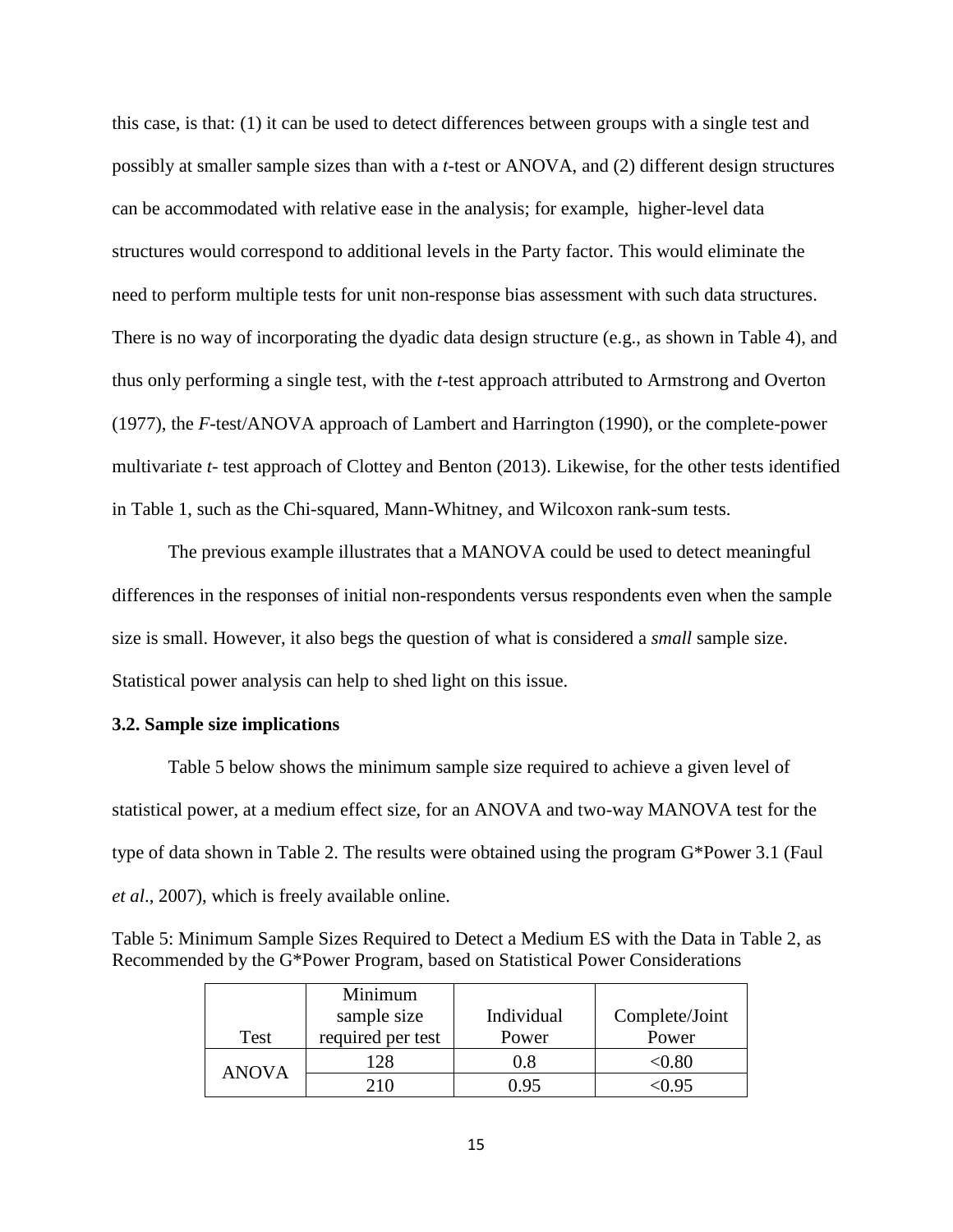this case, is that: (1) it can be used to detect differences between groups with a single test and possibly at smaller sample sizes than with a *t*-test or ANOVA, and (2) different design structures can be accommodated with relative ease in the analysis; for example, higher-level data structures would correspond to additional levels in the Party factor. This would eliminate the need to perform multiple tests for unit non-response bias assessment with such data structures. There is no way of incorporating the dyadic data design structure (e.g., as shown in Table 4), and thus only performing a single test, with the *t*-test approach attributed to Armstrong and Overton (1977), the *F*-test/ANOVA approach of Lambert and Harrington (1990), or the complete-power multivariate *t*- test approach of Clottey and Benton (2013). Likewise, for the other tests identified in Table 1, such as the Chi-squared, Mann-Whitney, and Wilcoxon rank-sum tests.

The previous example illustrates that a MANOVA could be used to detect meaningful differences in the responses of initial non-respondents versus respondents even when the sample size is small. However, it also begs the question of what is considered a *small* sample size. Statistical power analysis can help to shed light on this issue.

### 3.2. Sample size implications

Table 5 below shows the minimum sample size required to achieve a given level of statistical power, at a medium effect size, for an ANOVA and two-way MANOVA test for the type of data shown in Table 2. The results were obtained using the program G*Power 3.1 (Faul *et al*., 2007), which is freely available online.

Table 5: Minimum Sample Sizes Required to Detect a Medium ES with the Data in Table 2, as Recommended by the G*Power Program, based on Statistical Power Considerations

| Test | Minimum sample size required per test | Individual Power | Complete/Joint Power |
|---|---|---|---|
| ANOVA | 128 | 0.8 | <0.80 |
| | 210 | 0.95 | <0.95 |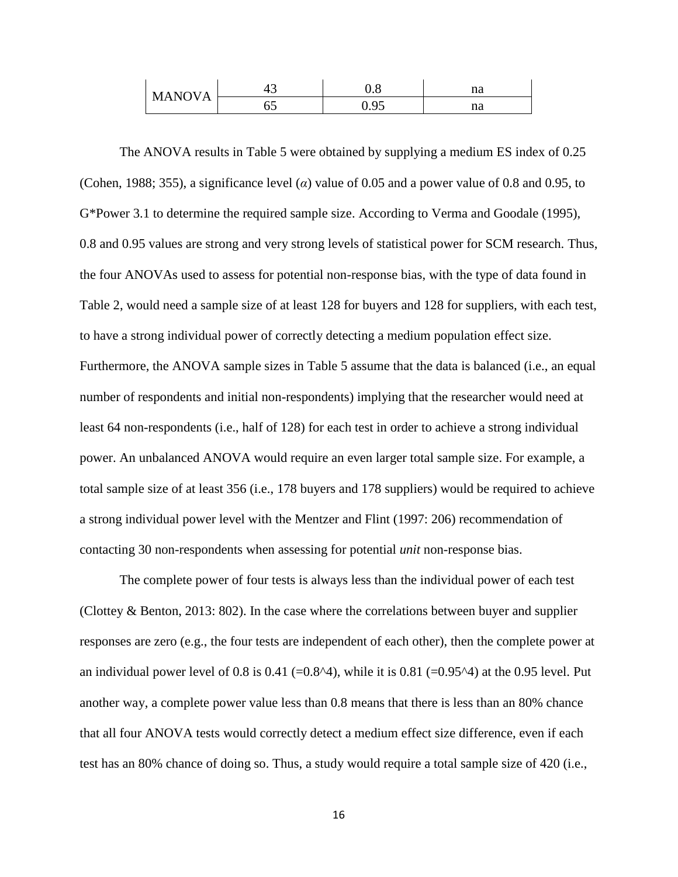| MANOVA | 43 | 0.8 | na |
|---|---|---|---|
| | 65 | 0.95 | na |

The ANOVA results in Table 5 were obtained by supplying a medium ES index of 0.25 (Cohen, 1988; 355), a significance level ($\alpha$) value of 0.05 and a power value of 0.8 and 0.95, to G*Power 3.1 to determine the required sample size. According to Verma and Goodale (1995), 0.8 and 0.95 values are strong and very strong levels of statistical power for SCM research. Thus, the four ANOVAs used to assess for potential non-response bias, with the type of data found in Table 2, would need a sample size of at least 128 for buyers and 128 for suppliers, with each test, to have a strong individual power of correctly detecting a medium population effect size. Furthermore, the ANOVA sample sizes in Table 5 assume that the data is balanced (i.e., an equal number of respondents and initial non-respondents) implying that the researcher would need at least 64 non-respondents (i.e., half of 128) for each test in order to achieve a strong individual power. An unbalanced ANOVA would require an even larger total sample size. For example, a total sample size of at least 356 (i.e., 178 buyers and 178 suppliers) would be required to achieve a strong individual power level with the Mentzer and Flint (1997: 206) recommendation of contacting 30 non-respondents when assessing for potential *unit* non-response bias.

The complete power of four tests is always less than the individual power of each test (Clottey & Benton, 2013: 802). In the case where the correlations between buyer and supplier responses are zero (e.g., the four tests are independent of each other), then the complete power at an individual power level of 0.8 is 0.41 (=0.8^4), while it is 0.81 (=0.95^4) at the 0.95 level. Put another way, a complete power value less than 0.8 means that there is less than an 80% chance that all four ANOVA tests would correctly detect a medium effect size difference, even if each test has an 80% chance of doing so. Thus, a study would require a total sample size of 420 (i.e.,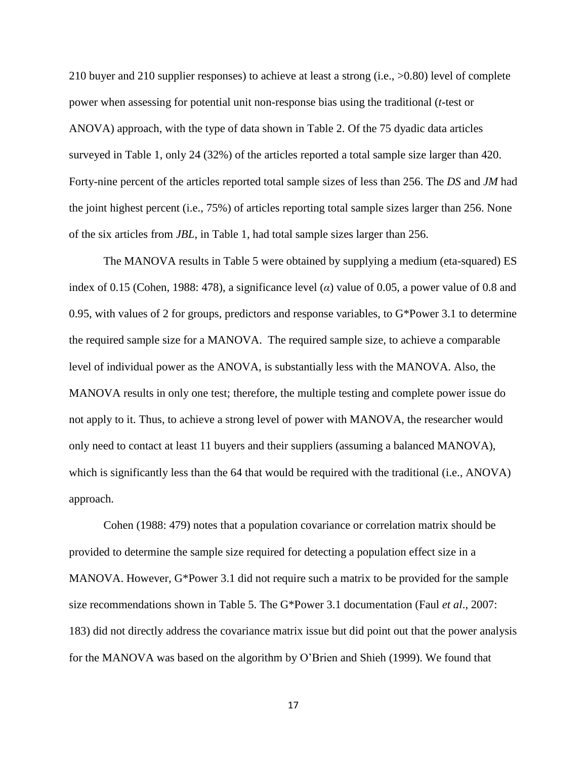210 buyer and 210 supplier responses) to achieve at least a strong (i.e., >0.80) level of complete power when assessing for potential unit non-response bias using the traditional (*t*-test or ANOVA) approach, with the type of data shown in Table 2. Of the 75 dyadic data articles surveyed in Table 1, only 24 (32%) of the articles reported a total sample size larger than 420. Forty-nine percent of the articles reported total sample sizes of less than 256. The *DS* and *JM* had the joint highest percent (i.e., 75%) of articles reporting total sample sizes larger than 256. None of the six articles from *JBL*, in Table 1, had total sample sizes larger than 256.

The MANOVA results in Table 5 were obtained by supplying a medium (eta-squared) ES index of 0.15 (Cohen, 1988: 478), a significance level ($\alpha$) value of 0.05, a power value of 0.8 and 0.95, with values of 2 for groups, predictors and response variables, to G*Power 3.1 to determine the required sample size for a MANOVA. The required sample size, to achieve a comparable level of individual power as the ANOVA, is substantially less with the MANOVA. Also, the MANOVA results in only one test; therefore, the multiple testing and complete power issue do not apply to it. Thus, to achieve a strong level of power with MANOVA, the researcher would only need to contact at least 11 buyers and their suppliers (assuming a balanced MANOVA), which is significantly less than the 64 that would be required with the traditional (i.e., ANOVA) approach.

Cohen (1988: 479) notes that a population covariance or correlation matrix should be provided to determine the sample size required for detecting a population effect size in a MANOVA. However, G*Power 3.1 did not require such a matrix to be provided for the sample size recommendations shown in Table 5. The G*Power 3.1 documentation (Faul *et al*., 2007: 183) did not directly address the covariance matrix issue but did point out that the power analysis for the MANOVA was based on the algorithm by O'Brien and Shieh (1999). We found that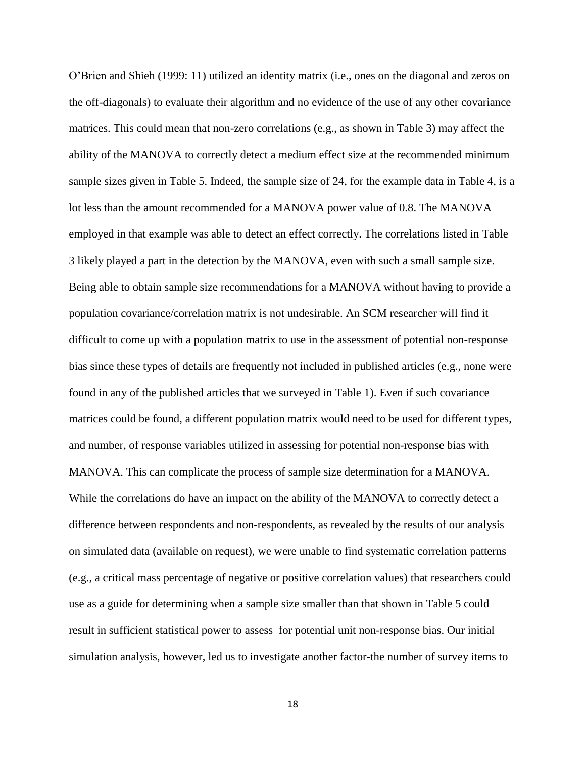O'Brien and Shieh (1999: 11) utilized an identity matrix (i.e., ones on the diagonal and zeros on the off-diagonals) to evaluate their algorithm and no evidence of the use of any other covariance matrices. This could mean that non-zero correlations (e.g., as shown in Table 3) may affect the ability of the MANOVA to correctly detect a medium effect size at the recommended minimum sample sizes given in Table 5. Indeed, the sample size of 24, for the example data in Table 4, is a lot less than the amount recommended for a MANOVA power value of 0.8. The MANOVA employed in that example was able to detect an effect correctly. The correlations listed in Table 3 likely played a part in the detection by the MANOVA, even with such a small sample size. Being able to obtain sample size recommendations for a MANOVA without having to provide a population covariance/correlation matrix is not undesirable. An SCM researcher will find it difficult to come up with a population matrix to use in the assessment of potential non-response bias since these types of details are frequently not included in published articles (e.g., none were found in any of the published articles that we surveyed in Table 1). Even if such covariance matrices could be found, a different population matrix would need to be used for different types, and number, of response variables utilized in assessing for potential non-response bias with MANOVA. This can complicate the process of sample size determination for a MANOVA. While the correlations do have an impact on the ability of the MANOVA to correctly detect a difference between respondents and non-respondents, as revealed by the results of our analysis on simulated data (available on request), we were unable to find systematic correlation patterns (e.g., a critical mass percentage of negative or positive correlation values) that researchers could use as a guide for determining when a sample size smaller than that shown in Table 5 could result in sufficient statistical power to assess for potential unit non-response bias. Our initial simulation analysis, however, led us to investigate another factor-the number of survey items to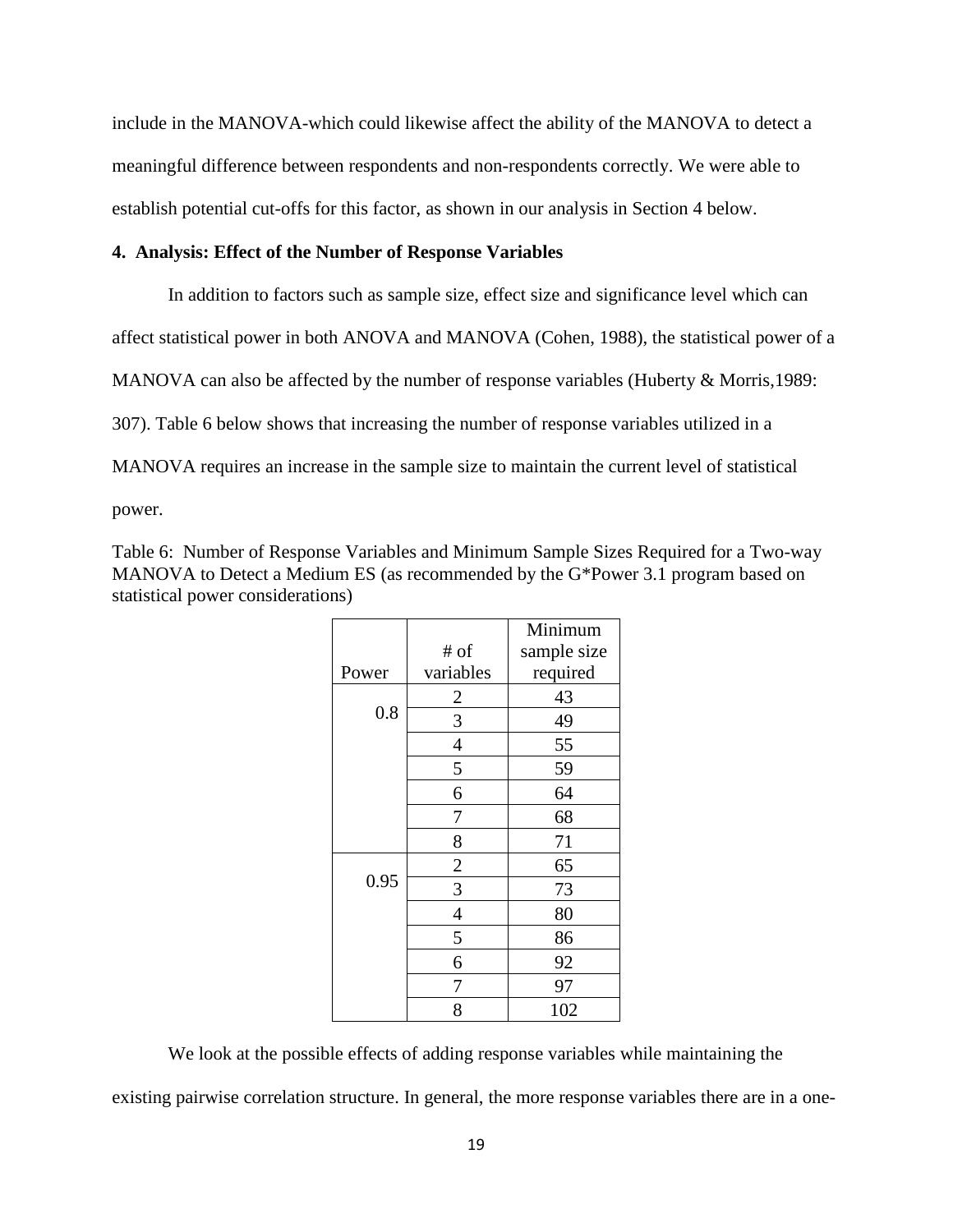include in the MANOVA-which could likewise affect the ability of the MANOVA to detect a meaningful difference between respondents and non-respondents correctly. We were able to establish potential cut-offs for this factor, as shown in our analysis in Section 4 below.

### 4. Analysis: Effect of the Number of Response Variables

In addition to factors such as sample size, effect size and significance level which can affect statistical power in both ANOVA and MANOVA (Cohen, 1988), the statistical power of a MANOVA can also be affected by the number of response variables (Huberty & Morris,1989: 307). Table 6 below shows that increasing the number of response variables utilized in a MANOVA requires an increase in the sample size to maintain the current level of statistical power.

Table 6: Number of Response Variables and Minimum Sample Sizes Required for a Two-way MANOVA to Detect a Medium ES (as recommended by the G*Power 3.1 program based on statistical power considerations)

| Power | # of variables | Minimum sample size required |
|---|---|---|
| 0.8 | 2 | 43 |
| | 3 | 49 |
| | 4 | 55 |
| | 5 | 59 |
| | 6 | 64 |
| | 7 | 68 |
| | 8 | 71 |
| 0.95 | 2 | 65 |
| | 3 | 73 |
| | 4 | 80 |
| | 5 | 86 |
| | 6 | 92 |
| | 7 | 97 |
| | 8 | 102 |

We look at the possible effects of adding response variables while maintaining the existing pairwise correlation structure. In general, the more response variables there are in a one-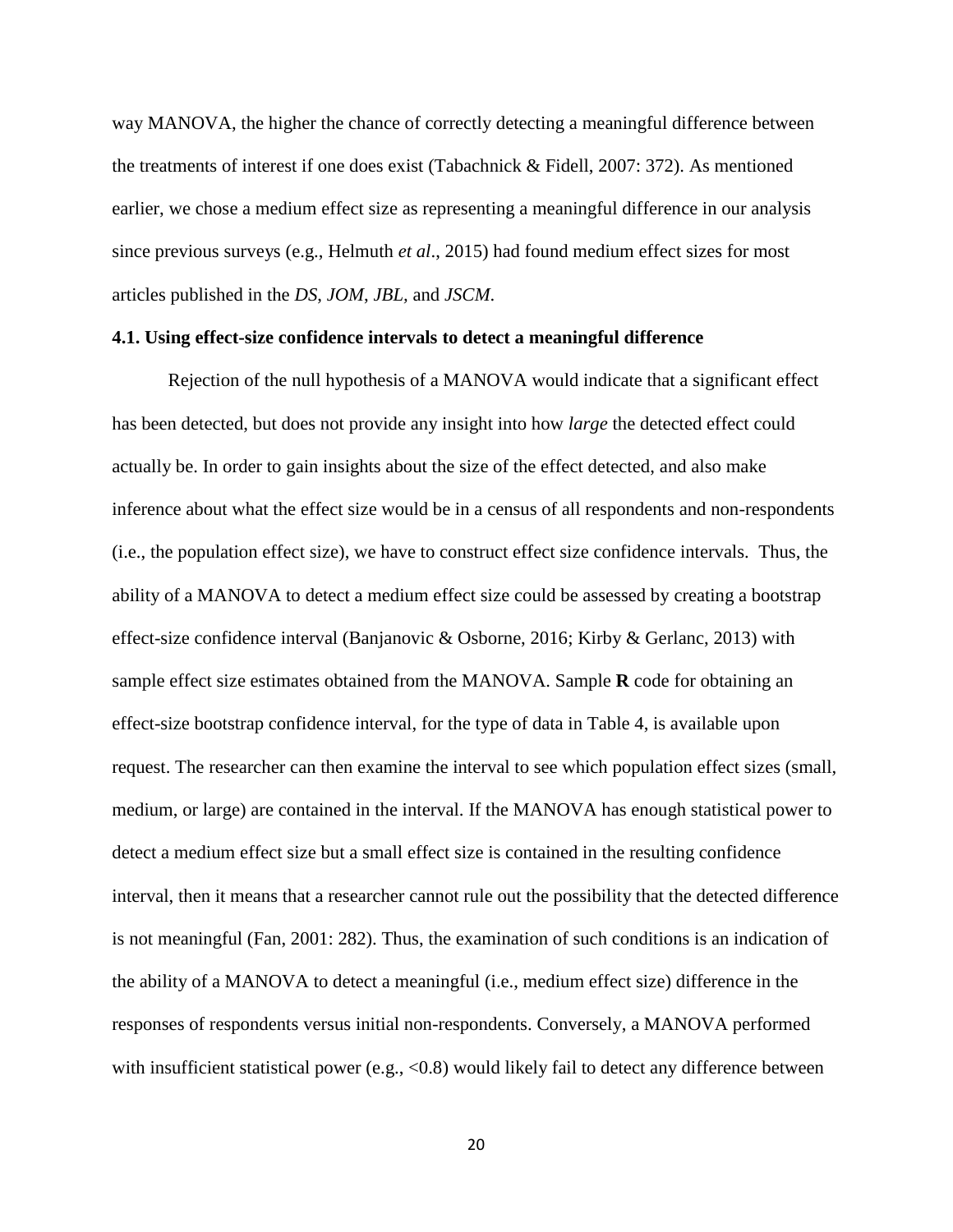way MANOVA, the higher the chance of correctly detecting a meaningful difference between the treatments of interest if one does exist (Tabachnick & Fidell, 2007: 372). As mentioned earlier, we chose a medium effect size as representing a meaningful difference in our analysis since previous surveys (e.g., Helmuth *et al*., 2015) had found medium effect sizes for most articles published in the *DS*, *JOM*, *JBL,* and *JSCM*.

### 4.1. Using effect-size confidence intervals to detect a meaningful difference

Rejection of the null hypothesis of a MANOVA would indicate that a significant effect has been detected, but does not provide any insight into how *large* the detected effect could actually be. In order to gain insights about the size of the effect detected, and also make inference about what the effect size would be in a census of all respondents and non-respondents (i.e., the population effect size), we have to construct effect size confidence intervals. Thus, the ability of a MANOVA to detect a medium effect size could be assessed by creating a bootstrap effect-size confidence interval (Banjanovic & Osborne, 2016; Kirby & Gerlanc, 2013) with sample effect size estimates obtained from the MANOVA. Sample **R** code for obtaining an effect-size bootstrap confidence interval, for the type of data in Table 4, is available upon request. The researcher can then examine the interval to see which population effect sizes (small, medium, or large) are contained in the interval. If the MANOVA has enough statistical power to detect a medium effect size but a small effect size is contained in the resulting confidence interval, then it means that a researcher cannot rule out the possibility that the detected difference is not meaningful (Fan, 2001: 282). Thus, the examination of such conditions is an indication of the ability of a MANOVA to detect a meaningful (i.e., medium effect size) difference in the responses of respondents versus initial non-respondents. Conversely, a MANOVA performed with insufficient statistical power (e.g., <0.8) would likely fail to detect any difference between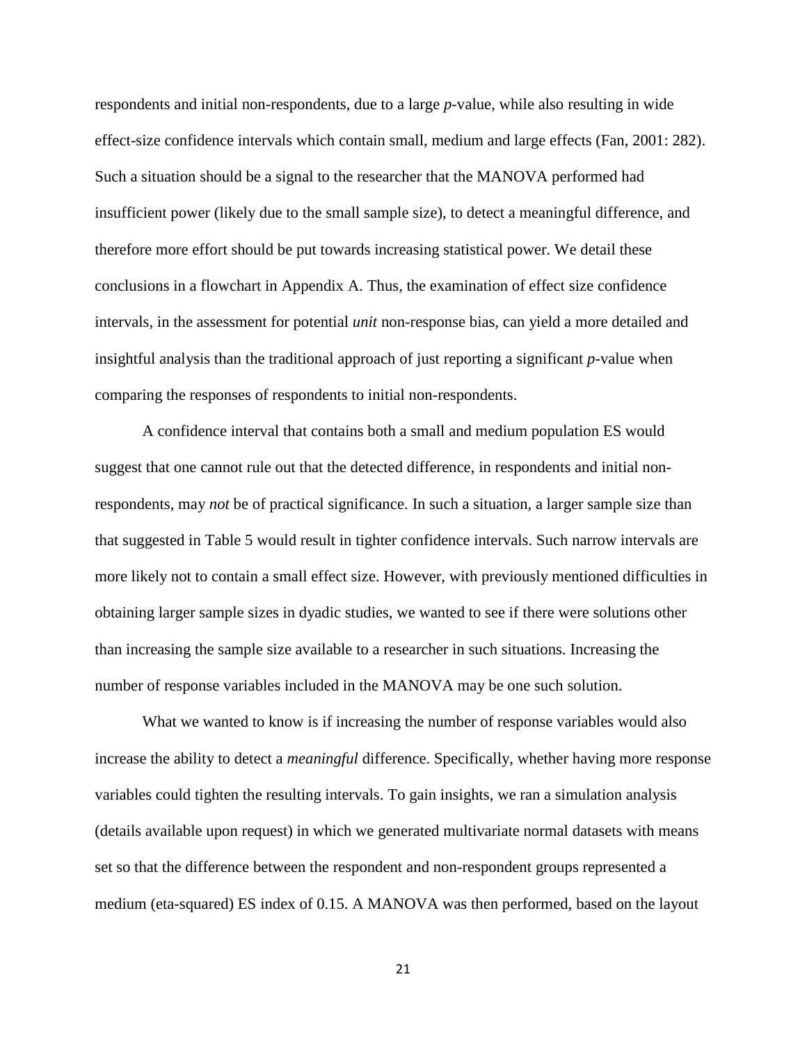respondents and initial non-respondents, due to a large *p*-value, while also resulting in wide effect-size confidence intervals which contain small, medium and large effects (Fan, 2001: 282). Such a situation should be a signal to the researcher that the MANOVA performed had insufficient power (likely due to the small sample size), to detect a meaningful difference, and therefore more effort should be put towards increasing statistical power. We detail these conclusions in a flowchart in Appendix A. Thus, the examination of effect size confidence intervals, in the assessment for potential *unit* non-response bias, can yield a more detailed and insightful analysis than the traditional approach of just reporting a significant *p*-value when comparing the responses of respondents to initial non-respondents.

A confidence interval that contains both a small and medium population ES would suggest that one cannot rule out that the detected difference, in respondents and initial non-respondents, may *not* be of practical significance. In such a situation, a larger sample size than that suggested in Table 5 would result in tighter confidence intervals. Such narrow intervals are more likely not to contain a small effect size. However, with previously mentioned difficulties in obtaining larger sample sizes in dyadic studies, we wanted to see if there were solutions other than increasing the sample size available to a researcher in such situations. Increasing the number of response variables included in the MANOVA may be one such solution.

What we wanted to know is if increasing the number of response variables would also increase the ability to detect a *meaningful* difference. Specifically, whether having more response variables could tighten the resulting intervals. To gain insights, we ran a simulation analysis (details available upon request) in which we generated multivariate normal datasets with means set so that the difference between the respondent and non-respondent groups represented a medium (eta-squared) ES index of 0.15. A MANOVA was then performed, based on the layout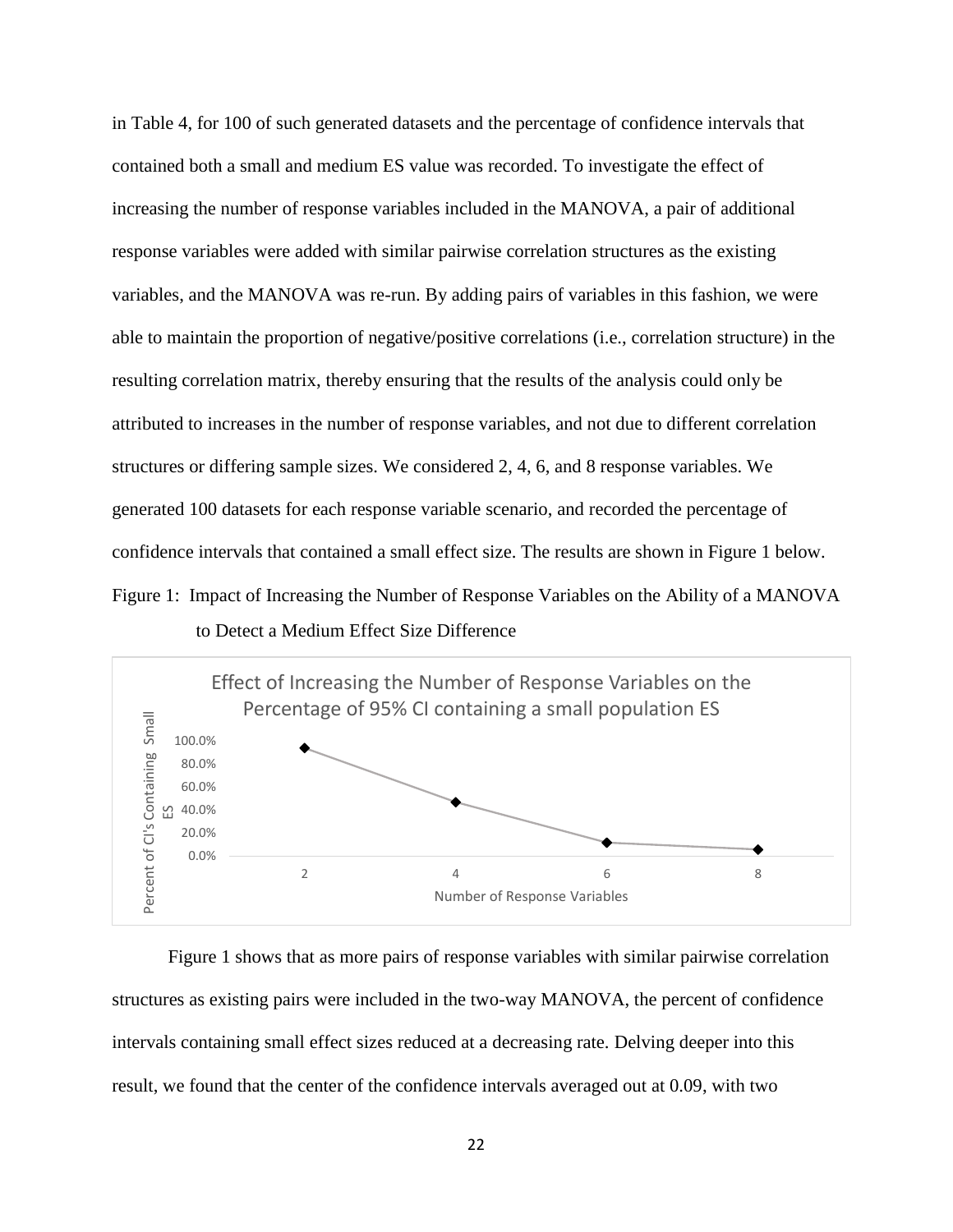in Table 4, for 100 of such generated datasets and the percentage of confidence intervals that contained both a small and medium ES value was recorded. To investigate the effect of increasing the number of response variables included in the MANOVA, a pair of additional response variables were added with similar pairwise correlation structures as the existing variables, and the MANOVA was re-run. By adding pairs of variables in this fashion, we were able to maintain the proportion of negative/positive correlations (i.e., correlation structure) in the resulting correlation matrix, thereby ensuring that the results of the analysis could only be attributed to increases in the number of response variables, and not due to different correlation structures or differing sample sizes. We considered 2, 4, 6, and 8 response variables. We generated 100 datasets for each response variable scenario, and recorded the percentage of confidence intervals that contained a small effect size. The results are shown in Figure 1 below.

Figure 1: Impact of Increasing the Number of Response Variables on the Ability of a MANOVA to Detect a Medium Effect Size Difference

Effect of Increasing the Number of Response Variables on the Percentage of 95% CI containing a small population ES

Figure 1 shows that as more pairs of response variables with similar pairwise correlation structures as existing pairs were included in the two-way MANOVA, the percent of confidence intervals containing small effect sizes reduced at a decreasing rate. Delving deeper into this result, we found that the center of the confidence intervals averaged out at 0.09, with two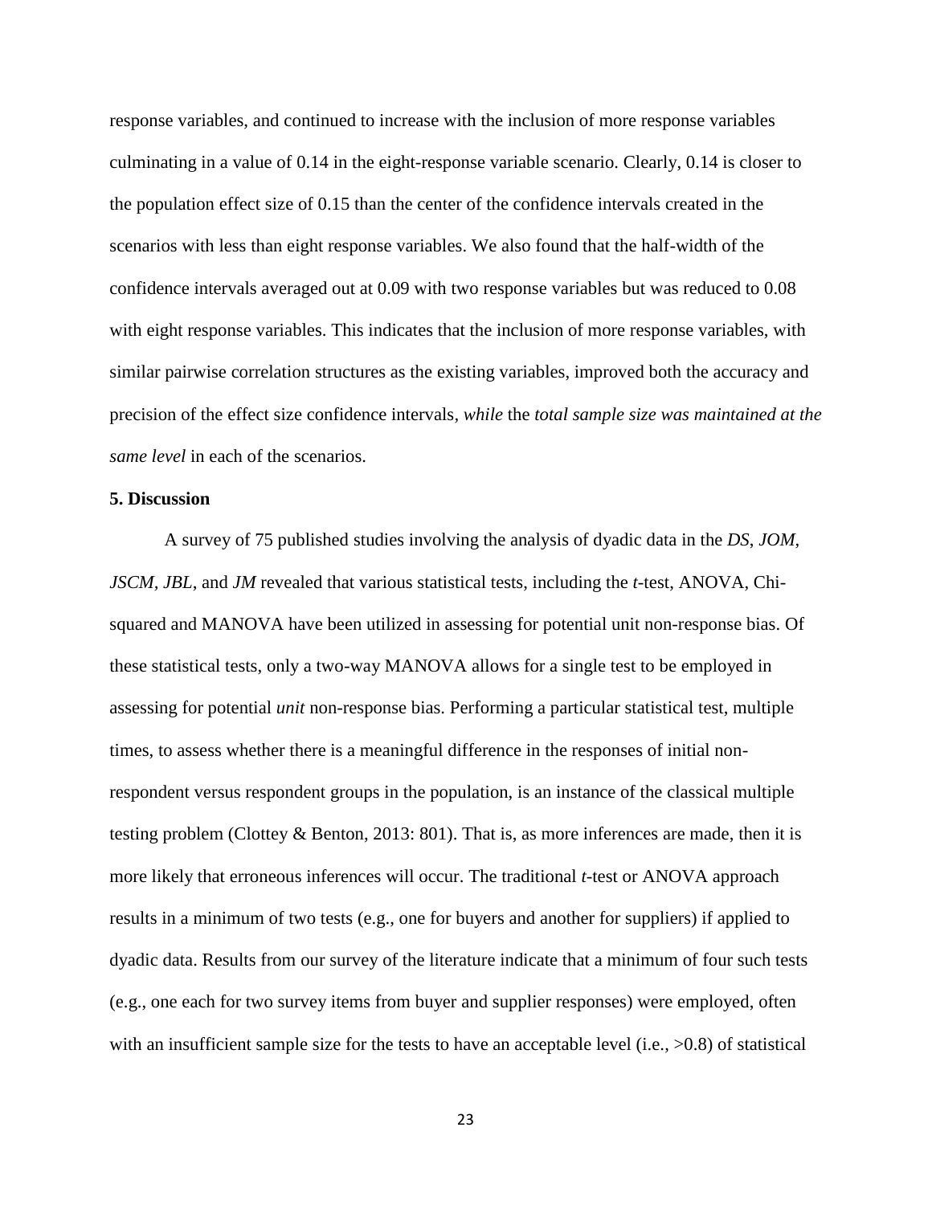response variables, and continued to increase with the inclusion of more response variables culminating in a value of 0.14 in the eight-response variable scenario. Clearly, 0.14 is closer to the population effect size of 0.15 than the center of the confidence intervals created in the scenarios with less than eight response variables. We also found that the half-width of the confidence intervals averaged out at 0.09 with two response variables but was reduced to 0.08 with eight response variables. This indicates that the inclusion of more response variables, with similar pairwise correlation structures as the existing variables, improved both the accuracy and precision of the effect size confidence intervals, *while* the *total sample size was maintained at the same level* in each of the scenarios.

**5. Discussion**

A survey of 75 published studies involving the analysis of dyadic data in the *DS*, *JOM*, *JSCM*, *JBL*, and *JM* revealed that various statistical tests, including the *t*-test, ANOVA, Chi-squared and MANOVA have been utilized in assessing for potential unit non-response bias. Of these statistical tests, only a two-way MANOVA allows for a single test to be employed in assessing for potential *unit* non-response bias. Performing a particular statistical test, multiple times, to assess whether there is a meaningful difference in the responses of initial non-respondent versus respondent groups in the population, is an instance of the classical multiple testing problem (Clottey & Benton, 2013: 801). That is, as more inferences are made, then it is more likely that erroneous inferences will occur. The traditional *t*-test or ANOVA approach results in a minimum of two tests (e.g., one for buyers and another for suppliers) if applied to dyadic data. Results from our survey of the literature indicate that a minimum of four such tests (e.g., one each for two survey items from buyer and supplier responses) were employed, often with an insufficient sample size for the tests to have an acceptable level (i.e., >0.8) of statistical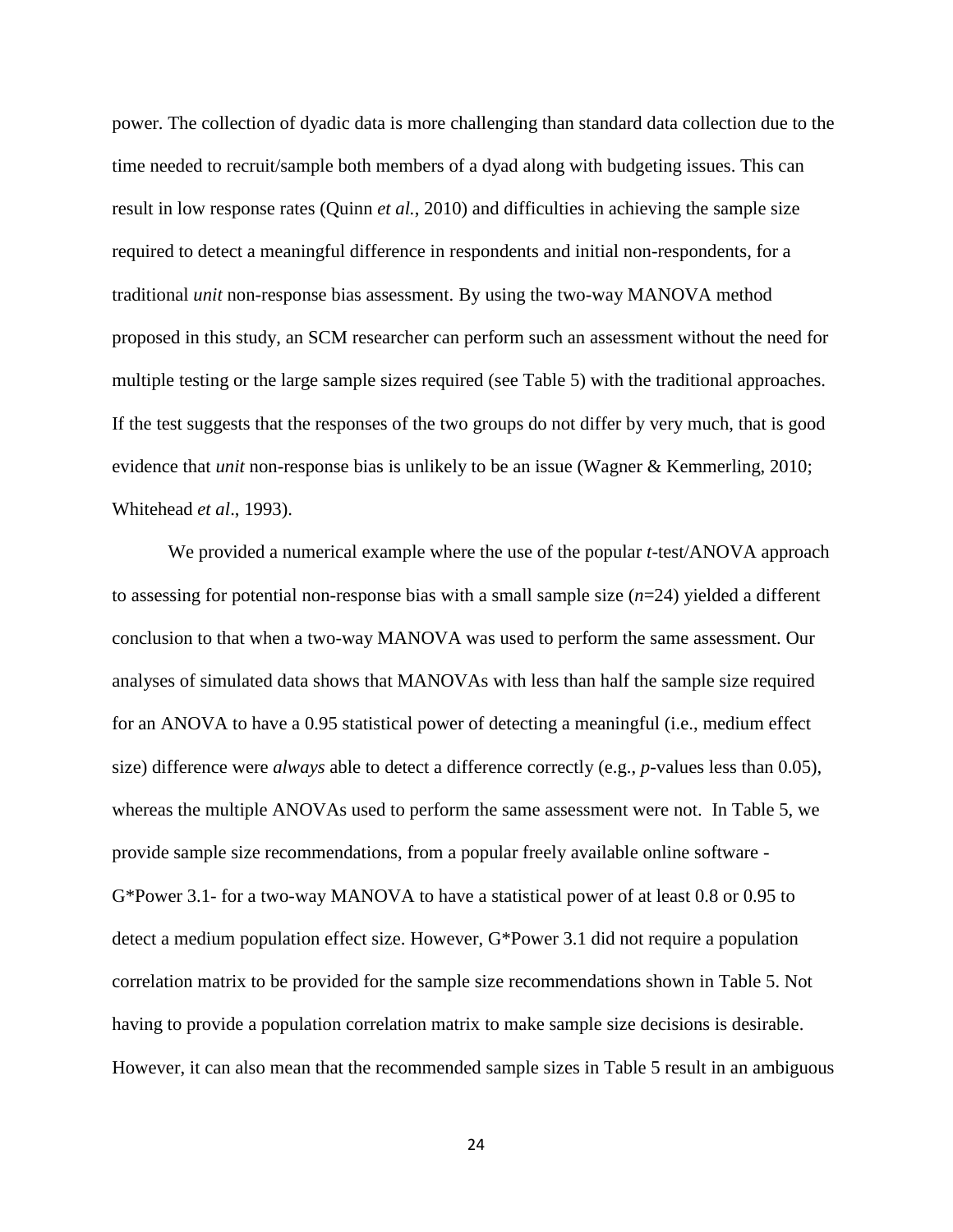power. The collection of dyadic data is more challenging than standard data collection due to the time needed to recruit/sample both members of a dyad along with budgeting issues. This can result in low response rates (Quinn *et al.*, 2010) and difficulties in achieving the sample size required to detect a meaningful difference in respondents and initial non-respondents, for a traditional *unit* non-response bias assessment. By using the two-way MANOVA method proposed in this study, an SCM researcher can perform such an assessment without the need for multiple testing or the large sample sizes required (see Table 5) with the traditional approaches. If the test suggests that the responses of the two groups do not differ by very much, that is good evidence that *unit* non-response bias is unlikely to be an issue (Wagner & Kemmerling, 2010; Whitehead *et al*., 1993).

We provided a numerical example where the use of the popular *t*-test/ANOVA approach to assessing for potential non-response bias with a small sample size ($n$=24) yielded a different conclusion to that when a two-way MANOVA was used to perform the same assessment. Our analyses of simulated data shows that MANOVAs with less than half the sample size required for an ANOVA to have a 0.95 statistical power of detecting a meaningful (i.e., medium effect size) difference were *always* able to detect a difference correctly (e.g., $p$-values less than 0.05), whereas the multiple ANOVAs used to perform the same assessment were not. In Table 5, we provide sample size recommendations, from a popular freely available online software - G*Power 3.1- for a two-way MANOVA to have a statistical power of at least 0.8 or 0.95 to detect a medium population effect size. However, G*Power 3.1 did not require a population correlation matrix to be provided for the sample size recommendations shown in Table 5. Not having to provide a population correlation matrix to make sample size decisions is desirable. However, it can also mean that the recommended sample sizes in Table 5 result in an ambiguous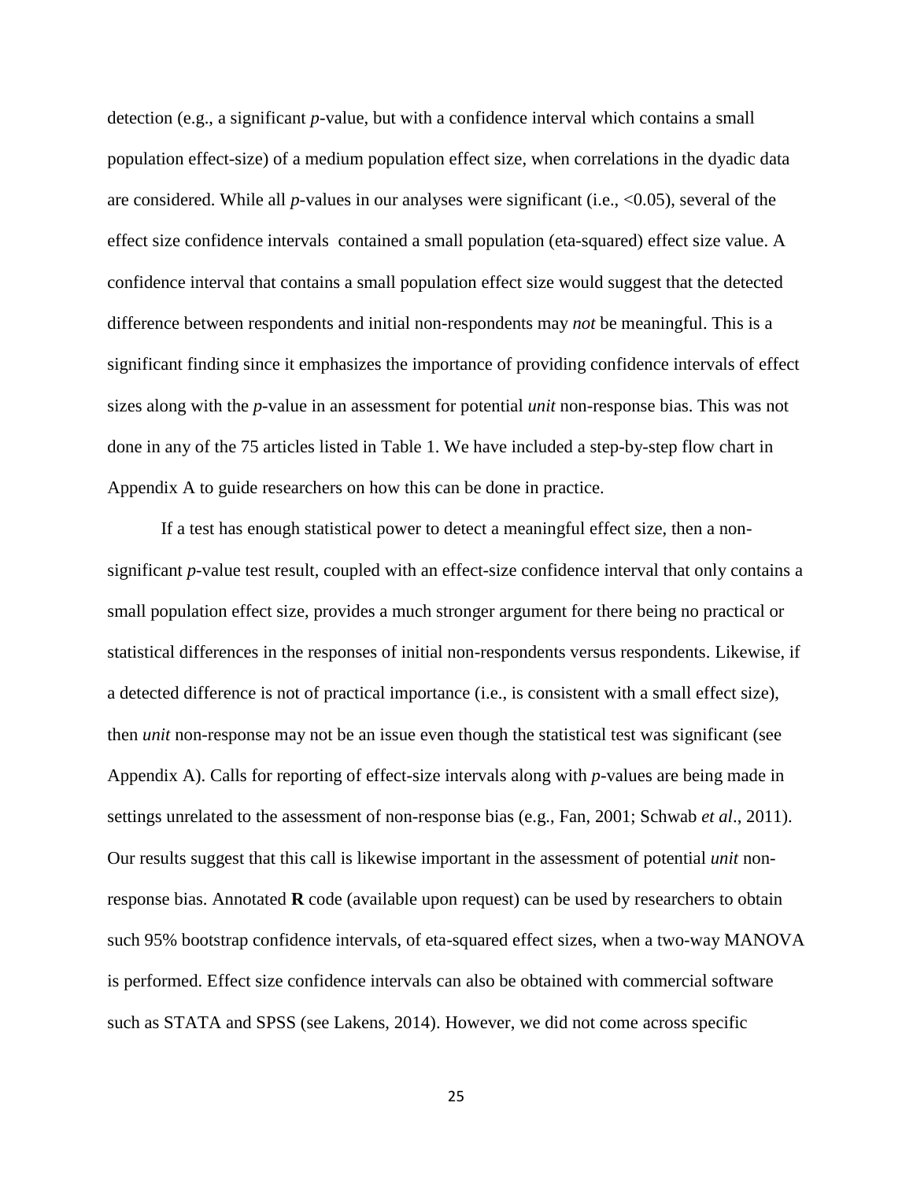detection (e.g., a significant *p*-value, but with a confidence interval which contains a small population effect-size) of a medium population effect size, when correlations in the dyadic data are considered. While all *p*-values in our analyses were significant (i.e., <0.05), several of the effect size confidence intervals contained a small population (eta-squared) effect size value. A confidence interval that contains a small population effect size would suggest that the detected difference between respondents and initial non-respondents may *not* be meaningful. This is a significant finding since it emphasizes the importance of providing confidence intervals of effect sizes along with the *p*-value in an assessment for potential *unit* non-response bias. This was not done in any of the 75 articles listed in Table 1. We have included a step-by-step flow chart in Appendix A to guide researchers on how this can be done in practice.

If a test has enough statistical power to detect a meaningful effect size, then a non-significant *p*-value test result, coupled with an effect-size confidence interval that only contains a small population effect size, provides a much stronger argument for there being no practical or statistical differences in the responses of initial non-respondents versus respondents. Likewise, if a detected difference is not of practical importance (i.e., is consistent with a small effect size), then *unit* non-response may not be an issue even though the statistical test was significant (see Appendix A). Calls for reporting of effect-size intervals along with *p*-values are being made in settings unrelated to the assessment of non-response bias (e.g., Fan, 2001; Schwab *et al*., 2011). Our results suggest that this call is likewise important in the assessment of potential *unit* non-response bias. Annotated **R** code (available upon request) can be used by researchers to obtain such 95% bootstrap confidence intervals, of eta-squared effect sizes, when a two-way MANOVA is performed. Effect size confidence intervals can also be obtained with commercial software such as STATA and SPSS (see Lakens, 2014). However, we did not come across specific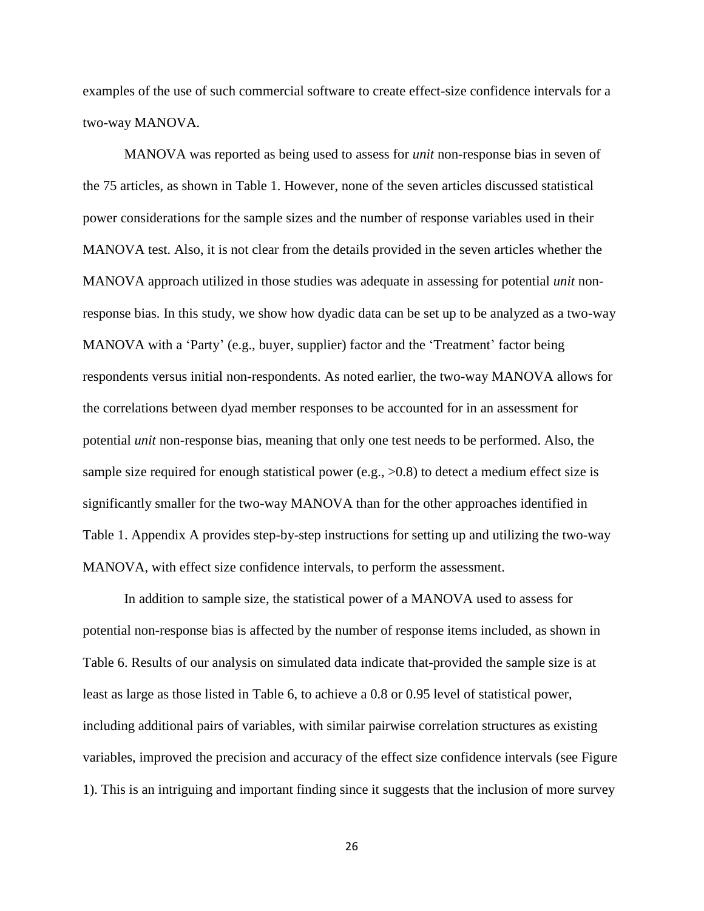examples of the use of such commercial software to create effect-size confidence intervals for a two-way MANOVA.

MANOVA was reported as being used to assess for *unit* non-response bias in seven of the 75 articles, as shown in Table 1. However, none of the seven articles discussed statistical power considerations for the sample sizes and the number of response variables used in their MANOVA test. Also, it is not clear from the details provided in the seven articles whether the MANOVA approach utilized in those studies was adequate in assessing for potential *unit* non-response bias. In this study, we show how dyadic data can be set up to be analyzed as a two-way MANOVA with a 'Party' (e.g., buyer, supplier) factor and the 'Treatment' factor being respondents versus initial non-respondents. As noted earlier, the two-way MANOVA allows for the correlations between dyad member responses to be accounted for in an assessment for potential *unit* non-response bias, meaning that only one test needs to be performed. Also, the sample size required for enough statistical power (e.g., >0.8) to detect a medium effect size is significantly smaller for the two-way MANOVA than for the other approaches identified in Table 1. Appendix A provides step-by-step instructions for setting up and utilizing the two-way MANOVA, with effect size confidence intervals, to perform the assessment.

In addition to sample size, the statistical power of a MANOVA used to assess for potential non-response bias is affected by the number of response items included, as shown in Table 6. Results of our analysis on simulated data indicate that-provided the sample size is at least as large as those listed in Table 6, to achieve a 0.8 or 0.95 level of statistical power, including additional pairs of variables, with similar pairwise correlation structures as existing variables, improved the precision and accuracy of the effect size confidence intervals (see Figure 1). This is an intriguing and important finding since it suggests that the inclusion of more survey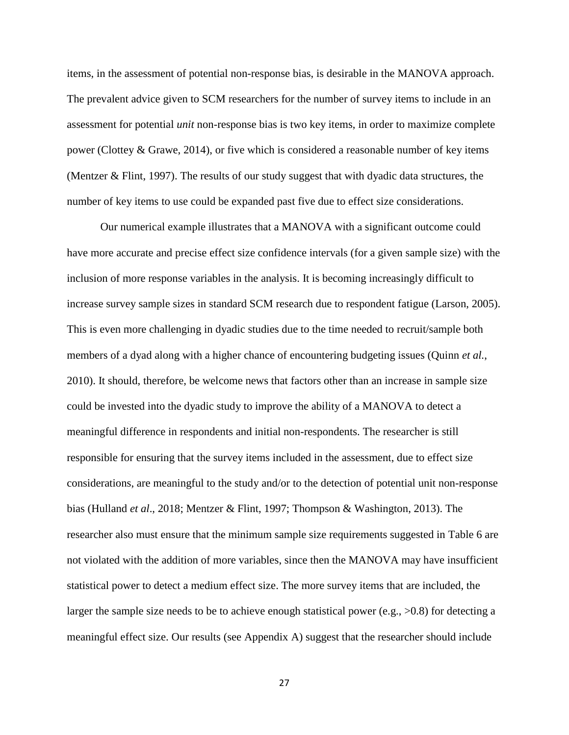items, in the assessment of potential non-response bias, is desirable in the MANOVA approach. The prevalent advice given to SCM researchers for the number of survey items to include in an assessment for potential *unit* non-response bias is two key items, in order to maximize complete power (Clottey & Grawe, 2014), or five which is considered a reasonable number of key items (Mentzer & Flint, 1997). The results of our study suggest that with dyadic data structures, the number of key items to use could be expanded past five due to effect size considerations.

Our numerical example illustrates that a MANOVA with a significant outcome could have more accurate and precise effect size confidence intervals (for a given sample size) with the inclusion of more response variables in the analysis. It is becoming increasingly difficult to increase survey sample sizes in standard SCM research due to respondent fatigue (Larson, 2005). This is even more challenging in dyadic studies due to the time needed to recruit/sample both members of a dyad along with a higher chance of encountering budgeting issues (Quinn *et al.*, 2010). It should, therefore, be welcome news that factors other than an increase in sample size could be invested into the dyadic study to improve the ability of a MANOVA to detect a meaningful difference in respondents and initial non-respondents. The researcher is still responsible for ensuring that the survey items included in the assessment, due to effect size considerations, are meaningful to the study and/or to the detection of potential unit non-response bias (Hulland *et al*., 2018; Mentzer & Flint, 1997; Thompson & Washington, 2013). The researcher also must ensure that the minimum sample size requirements suggested in Table 6 are not violated with the addition of more variables, since then the MANOVA may have insufficient statistical power to detect a medium effect size. The more survey items that are included, the larger the sample size needs to be to achieve enough statistical power (e.g., >0.8) for detecting a meaningful effect size. Our results (see Appendix A) suggest that the researcher should include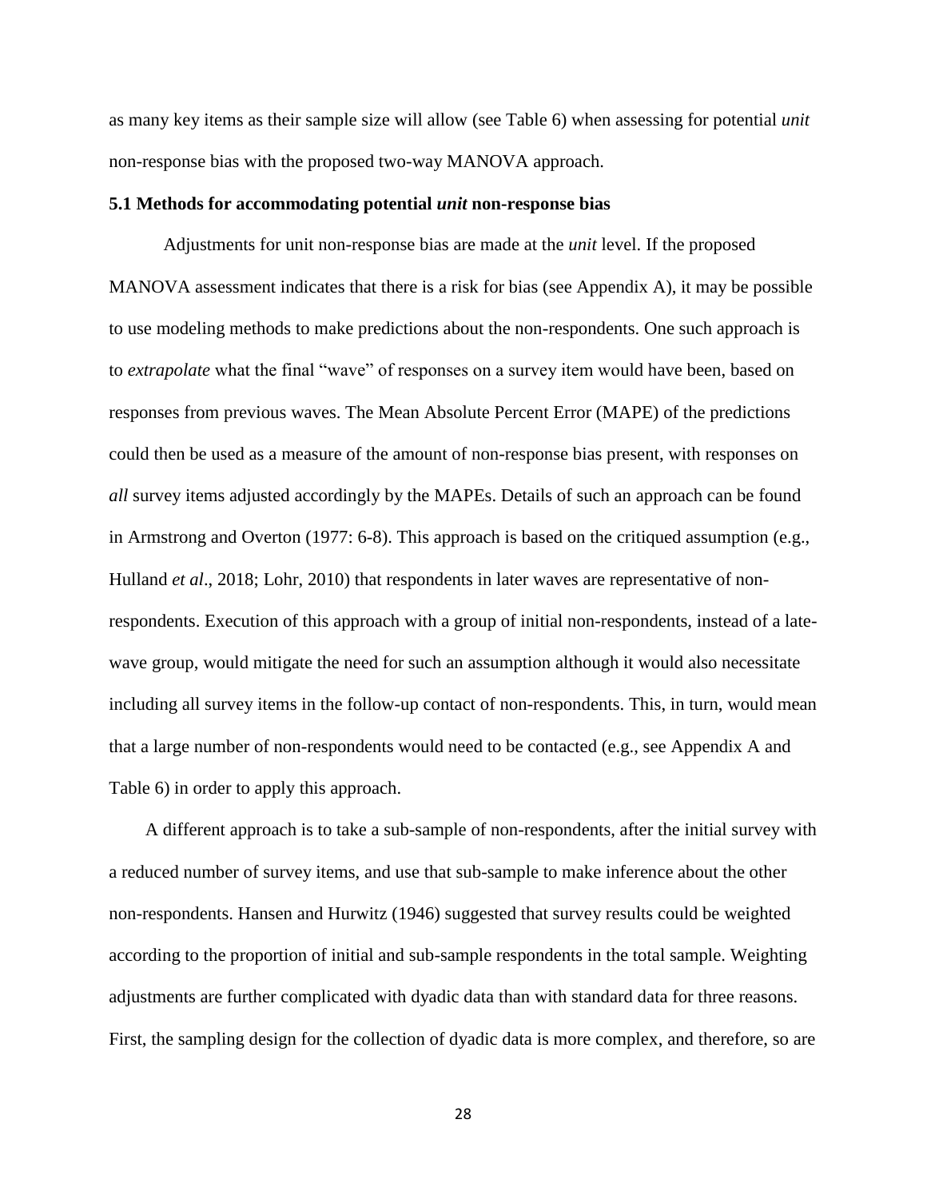as many key items as their sample size will allow (see Table 6) when assessing for potential *unit* non-response bias with the proposed two-way MANOVA approach.

### 5.1 Methods for accommodating potential *unit* non-response bias

Adjustments for unit non-response bias are made at the *unit* level. If the proposed MANOVA assessment indicates that there is a risk for bias (see Appendix A), it may be possible to use modeling methods to make predictions about the non-respondents. One such approach is to *extrapolate* what the final "wave" of responses on a survey item would have been, based on responses from previous waves. The Mean Absolute Percent Error (MAPE) of the predictions could then be used as a measure of the amount of non-response bias present, with responses on *all* survey items adjusted accordingly by the MAPEs. Details of such an approach can be found in Armstrong and Overton (1977: 6-8). This approach is based on the critiqued assumption (e.g., Hulland *et al*., 2018; Lohr, 2010) that respondents in later waves are representative of non-respondents. Execution of this approach with a group of initial non-respondents, instead of a late-wave group, would mitigate the need for such an assumption although it would also necessitate including all survey items in the follow-up contact of non-respondents. This, in turn, would mean that a large number of non-respondents would need to be contacted (e.g., see Appendix A and Table 6) in order to apply this approach.

A different approach is to take a sub-sample of non-respondents, after the initial survey with a reduced number of survey items, and use that sub-sample to make inference about the other non-respondents. Hansen and Hurwitz (1946) suggested that survey results could be weighted according to the proportion of initial and sub-sample respondents in the total sample. Weighting adjustments are further complicated with dyadic data than with standard data for three reasons. First, the sampling design for the collection of dyadic data is more complex, and therefore, so are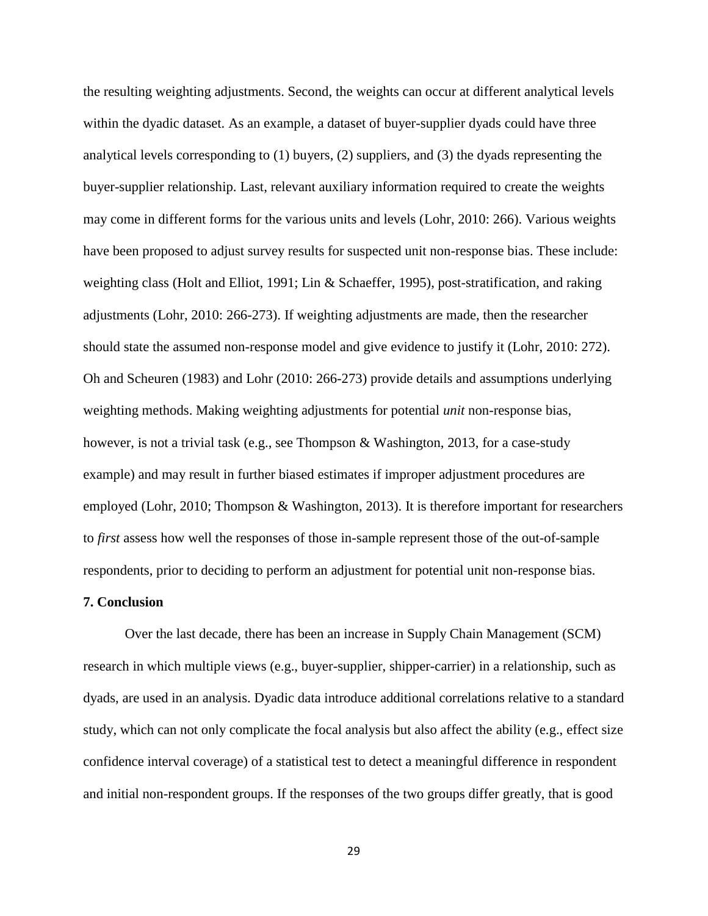the resulting weighting adjustments. Second, the weights can occur at different analytical levels within the dyadic dataset. As an example, a dataset of buyer-supplier dyads could have three analytical levels corresponding to (1) buyers, (2) suppliers, and (3) the dyads representing the buyer-supplier relationship. Last, relevant auxiliary information required to create the weights may come in different forms for the various units and levels (Lohr, 2010: 266). Various weights have been proposed to adjust survey results for suspected unit non-response bias. These include: weighting class (Holt and Elliot, 1991; Lin & Schaeffer, 1995), post-stratification, and raking adjustments (Lohr, 2010: 266-273). If weighting adjustments are made, then the researcher should state the assumed non-response model and give evidence to justify it (Lohr, 2010: 272). Oh and Scheuren (1983) and Lohr (2010: 266-273) provide details and assumptions underlying weighting methods. Making weighting adjustments for potential *unit* non-response bias, however, is not a trivial task (e.g., see Thompson & Washington, 2013, for a case-study example) and may result in further biased estimates if improper adjustment procedures are employed (Lohr, 2010; Thompson & Washington, 2013). It is therefore important for researchers to *first* assess how well the responses of those in-sample represent those of the out-of-sample respondents, prior to deciding to perform an adjustment for potential unit non-response bias.

**7. Conclusion**

Over the last decade, there has been an increase in Supply Chain Management (SCM) research in which multiple views (e.g., buyer-supplier, shipper-carrier) in a relationship, such as dyads, are used in an analysis. Dyadic data introduce additional correlations relative to a standard study, which can not only complicate the focal analysis but also affect the ability (e.g., effect size confidence interval coverage) of a statistical test to detect a meaningful difference in respondent and initial non-respondent groups. If the responses of the two groups differ greatly, that is good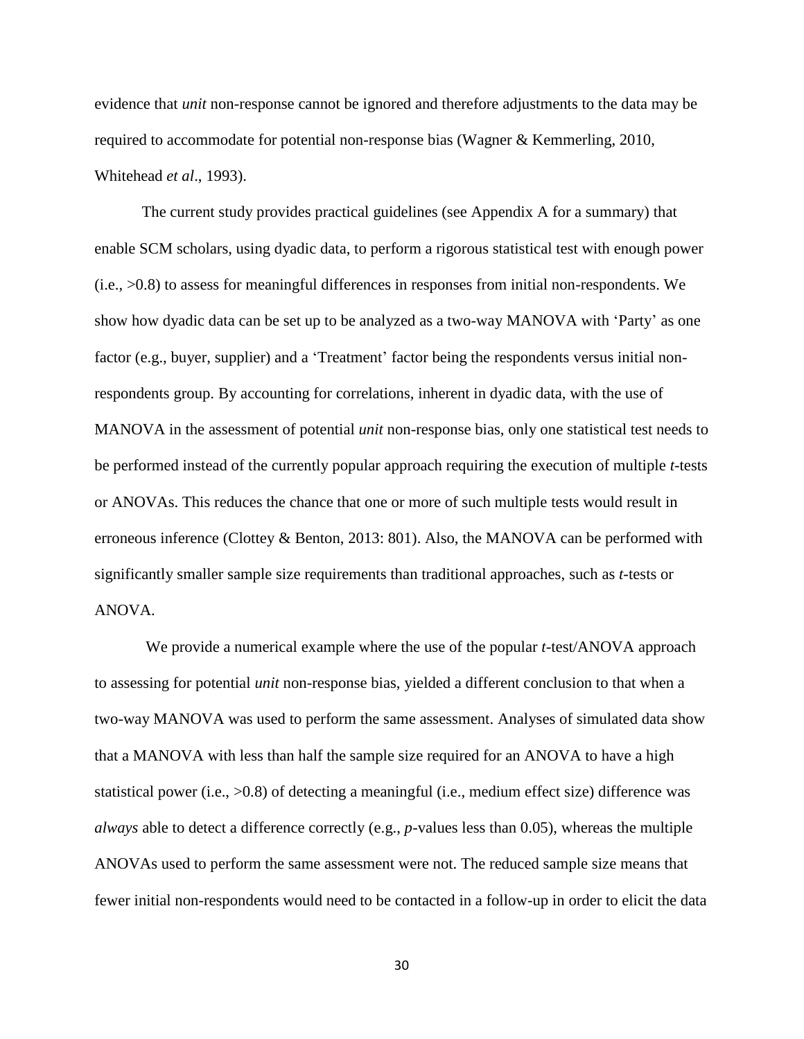evidence that *unit* non-response cannot be ignored and therefore adjustments to the data may be required to accommodate for potential non-response bias (Wagner & Kemmerling, 2010, Whitehead *et al*., 1993).

The current study provides practical guidelines (see Appendix A for a summary) that enable SCM scholars, using dyadic data, to perform a rigorous statistical test with enough power (i.e., >0.8) to assess for meaningful differences in responses from initial non-respondents. We show how dyadic data can be set up to be analyzed as a two-way MANOVA with 'Party' as one factor (e.g., buyer, supplier) and a 'Treatment' factor being the respondents versus initial non-respondents group. By accounting for correlations, inherent in dyadic data, with the use of MANOVA in the assessment of potential *unit* non-response bias, only one statistical test needs to be performed instead of the currently popular approach requiring the execution of multiple *t*-tests or ANOVAs. This reduces the chance that one or more of such multiple tests would result in erroneous inference (Clottey & Benton, 2013: 801). Also, the MANOVA can be performed with significantly smaller sample size requirements than traditional approaches, such as *t*-tests or ANOVA.

We provide a numerical example where the use of the popular *t*-test/ANOVA approach to assessing for potential *unit* non-response bias, yielded a different conclusion to that when a two-way MANOVA was used to perform the same assessment. Analyses of simulated data show that a MANOVA with less than half the sample size required for an ANOVA to have a high statistical power (i.e., >0.8) of detecting a meaningful (i.e., medium effect size) difference was *always* able to detect a difference correctly (e.g., *p*-values less than 0.05), whereas the multiple ANOVAs used to perform the same assessment were not. The reduced sample size means that fewer initial non-respondents would need to be contacted in a follow-up in order to elicit the data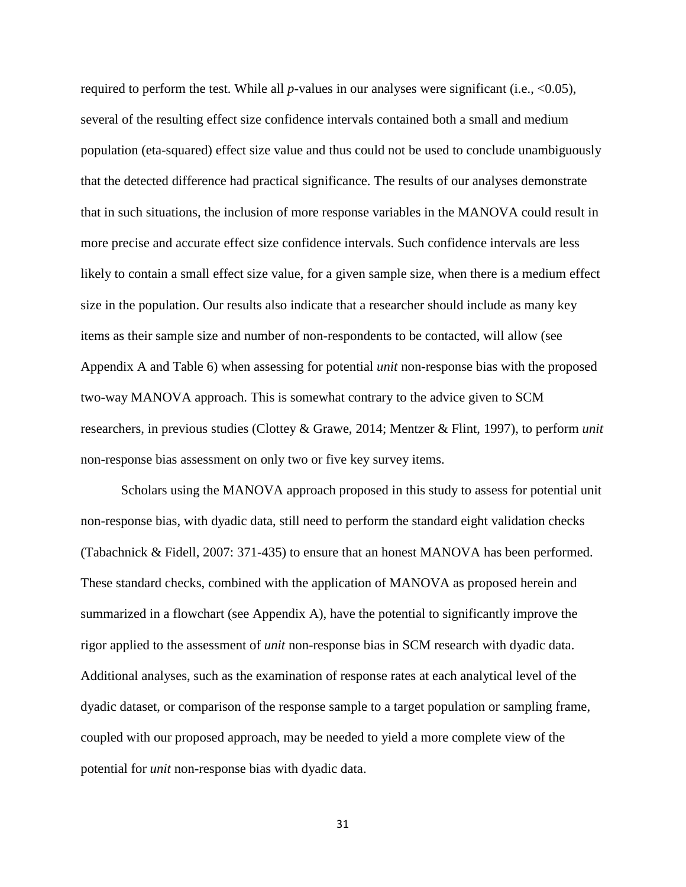required to perform the test. While all *p*-values in our analyses were significant (i.e., <0.05), several of the resulting effect size confidence intervals contained both a small and medium population (eta-squared) effect size value and thus could not be used to conclude unambiguously that the detected difference had practical significance. The results of our analyses demonstrate that in such situations, the inclusion of more response variables in the MANOVA could result in more precise and accurate effect size confidence intervals. Such confidence intervals are less likely to contain a small effect size value, for a given sample size, when there is a medium effect size in the population. Our results also indicate that a researcher should include as many key items as their sample size and number of non-respondents to be contacted, will allow (see Appendix A and Table 6) when assessing for potential *unit* non-response bias with the proposed two-way MANOVA approach. This is somewhat contrary to the advice given to SCM researchers, in previous studies (Clottey & Grawe, 2014; Mentzer & Flint, 1997), to perform *unit* non-response bias assessment on only two or five key survey items.

Scholars using the MANOVA approach proposed in this study to assess for potential unit non-response bias, with dyadic data, still need to perform the standard eight validation checks (Tabachnick & Fidell, 2007: 371-435) to ensure that an honest MANOVA has been performed. These standard checks, combined with the application of MANOVA as proposed herein and summarized in a flowchart (see Appendix A), have the potential to significantly improve the rigor applied to the assessment of *unit* non-response bias in SCM research with dyadic data. Additional analyses, such as the examination of response rates at each analytical level of the dyadic dataset, or comparison of the response sample to a target population or sampling frame, coupled with our proposed approach, may be needed to yield a more complete view of the potential for *unit* non-response bias with dyadic data.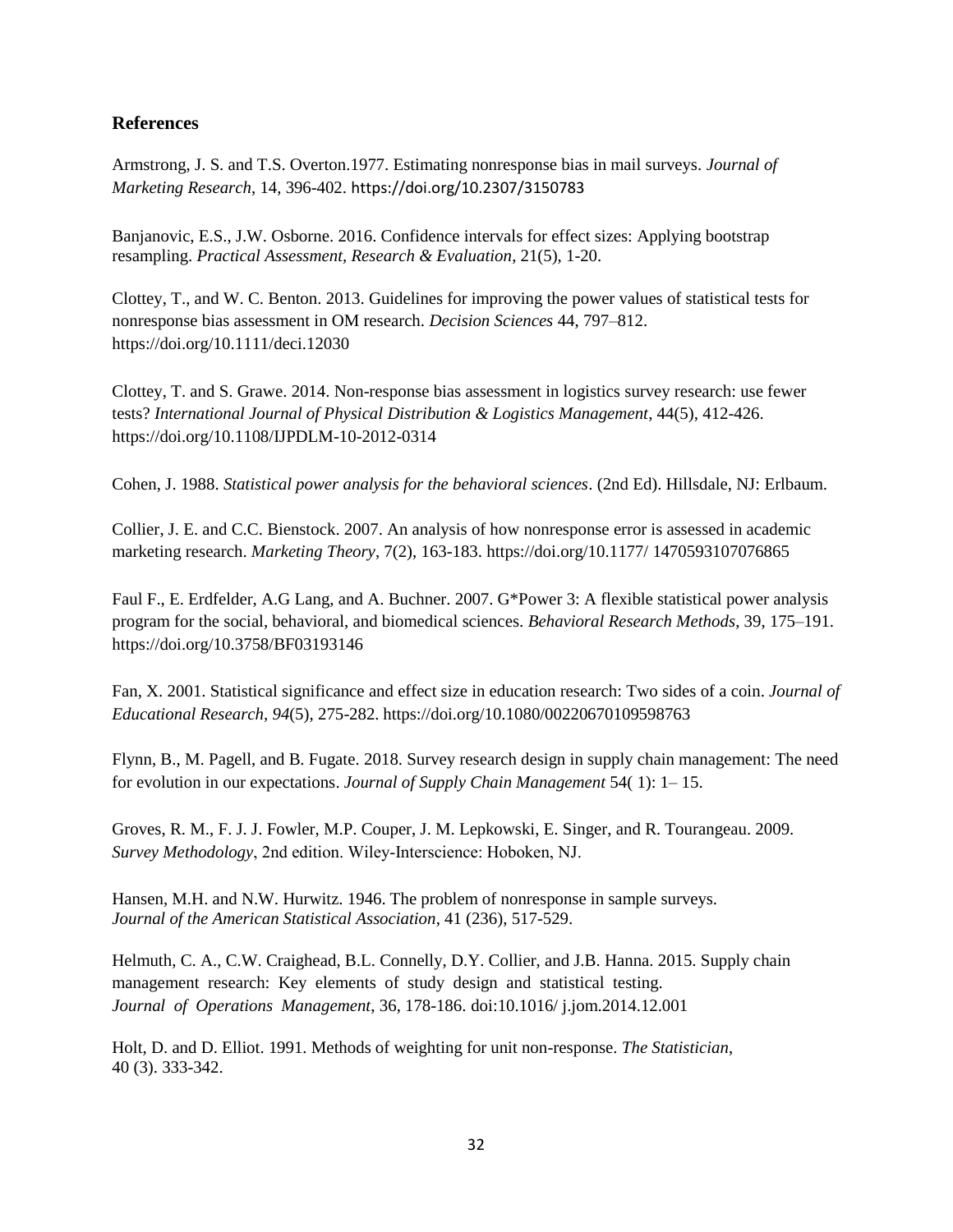## References

Armstrong, J. S. and T.S. Overton.1977. Estimating nonresponse bias in mail surveys. *Journal of Marketing Research*, 14, 396-402. https://doi.org/10.2307/3150783

Banjanovic, E.S., J.W. Osborne. 2016. Confidence intervals for effect sizes: Applying bootstrap resampling. *Practical Assessment, Research & Evaluation*, 21(5), 1-20.

Clottey, T., and W. C. Benton. 2013. Guidelines for improving the power values of statistical tests for nonresponse bias assessment in OM research. *Decision Sciences* 44, 797–812. https://doi.org/10.1111/deci.12030

Clottey, T. and S. Grawe. 2014. Non-response bias assessment in logistics survey research: use fewer tests? *International Journal of Physical Distribution & Logistics Management*, 44(5), 412-426. https://doi.org/10.1108/IJPDLM-10-2012-0314

Cohen, J. 1988. *Statistical power analysis for the behavioral sciences*. (2nd Ed). Hillsdale, NJ: Erlbaum.

Collier, J. E. and C.C. Bienstock. 2007. An analysis of how nonresponse error is assessed in academic marketing research. *Marketing Theory*, 7(2), 163-183. https://doi.org/10.1177/ 1470593107076865

Faul F., E. Erdfelder, A.G Lang, and A. Buchner. 2007. G*Power 3: A flexible statistical power analysis program for the social, behavioral, and biomedical sciences. *Behavioral Research Methods*, 39, 175–191. https://doi.org/10.3758/BF03193146

Fan, X. 2001. Statistical significance and effect size in education research: Two sides of a coin. *Journal of Educational Research, 94*(5), 275-282. https://doi.org/10.1080/00220670109598763

Flynn, B., M. Pagell, and B. Fugate. 2018. Survey research design in supply chain management: The need for evolution in our expectations. *Journal of Supply Chain Management* 54( 1): 1– 15.

Groves, R. M., F. J. J. Fowler, M.P. Couper, J. M. Lepkowski, E. Singer, and R. Tourangeau. 2009. *Survey Methodology*, 2nd edition. Wiley-Interscience: Hoboken, NJ.

Hansen, M.H. and N.W. Hurwitz. 1946. The problem of nonresponse in sample surveys. *Journal of the American Statistical Association*, 41 (236), 517-529.

Helmuth, C. A., C.W. Craighead, B.L. Connelly, D.Y. Collier, and J.B. Hanna. 2015. Supply chain management research: Key elements of study design and statistical testing. *Journal of Operations Management*, 36, 178-186. doi:10.1016/ j.jom.2014.12.001

Holt, D. and D. Elliot. 1991. Methods of weighting for unit non-response. *The Statistician*, 40 (3). 333-342.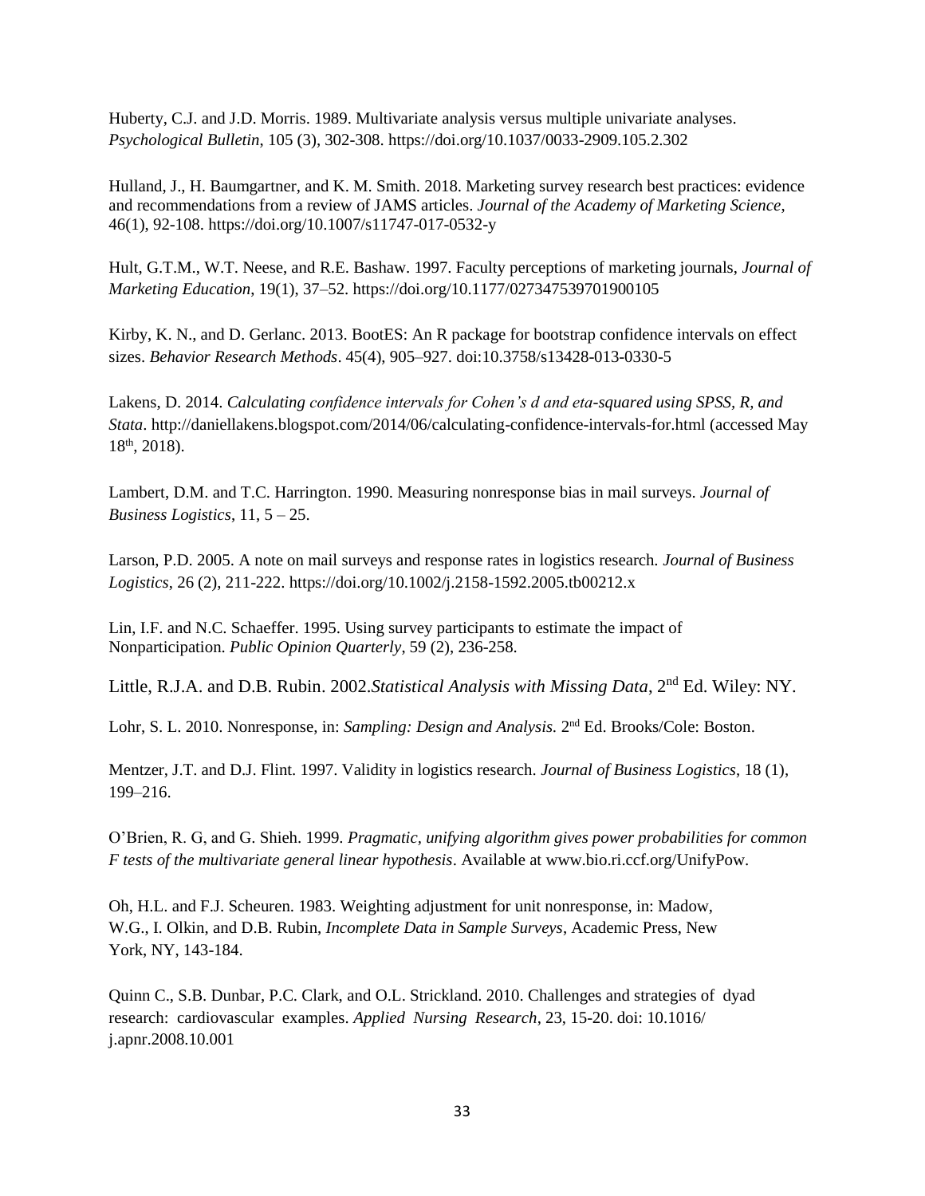Huberty, C.J. and J.D. Morris. 1989. Multivariate analysis versus multiple univariate analyses. *Psychological Bulletin*, 105 (3), 302-308. https://doi.org/10.1037/0033-2909.105.2.302

Hulland, J., H. Baumgartner, and K. M. Smith. 2018. Marketing survey research best practices: evidence and recommendations from a review of JAMS articles. *Journal of the Academy of Marketing Science*, 46(1), 92-108. https://doi.org/10.1007/s11747-017-0532-y

Hult, G.T.M., W.T. Neese, and R.E. Bashaw. 1997. Faculty perceptions of marketing journals, *Journal of Marketing Education*, 19(1), 37–52. https://doi.org/10.1177/027347539701900105

Kirby, K. N., and D. Gerlanc. 2013. BootES: An R package for bootstrap confidence intervals on effect sizes. *Behavior Research Methods*. 45(4), 905–927. doi:10.3758/s13428-013-0330-5

Lakens, D. 2014. *Calculating confidence intervals for Cohen's d and eta-squared using SPSS, R, and Stata*. http://daniellakens.blogspot.com/2014/06/calculating-confidence-intervals-for.html (accessed May 18th, 2018).

Lambert, D.M. and T.C. Harrington. 1990. Measuring nonresponse bias in mail surveys. *Journal of Business Logistics*, 11, 5 – 25.

Larson, P.D. 2005. A note on mail surveys and response rates in logistics research. *Journal of Business Logistics*, 26 (2), 211-222. https://doi.org/10.1002/j.2158-1592.2005.tb00212.x

Lin, I.F. and N.C. Schaeffer. 1995. Using survey participants to estimate the impact of Nonparticipation. *Public Opinion Quarterly*, 59 (2), 236-258.

Little, R.J.A. and D.B. Rubin. 2002.*Statistical Analysis with Missing Data*, 2nd Ed. Wiley: NY.

Lohr, S. L. 2010. Nonresponse, in: *Sampling: Design and Analysis.* 2nd Ed. Brooks/Cole: Boston.

Mentzer, J.T. and D.J. Flint. 1997. Validity in logistics research. *Journal of Business Logistics*, 18 (1), 199–216.

O'Brien, R. G, and G. Shieh. 1999. *Pragmatic, unifying algorithm gives power probabilities for common F tests of the multivariate general linear hypothesis*. Available at www.bio.ri.ccf.org/UnifyPow.

Oh, H.L. and F.J. Scheuren. 1983. Weighting adjustment for unit nonresponse, in: Madow, W.G., I. Olkin, and D.B. Rubin, *Incomplete Data in Sample Surveys*, Academic Press, New York, NY, 143-184.

Quinn C., S.B. Dunbar, P.C. Clark, and O.L. Strickland. 2010. Challenges and strategies of dyad research: cardiovascular examples. *Applied Nursing Research*, 23, 15-20. doi: 10.1016/ j.apnr.2008.10.001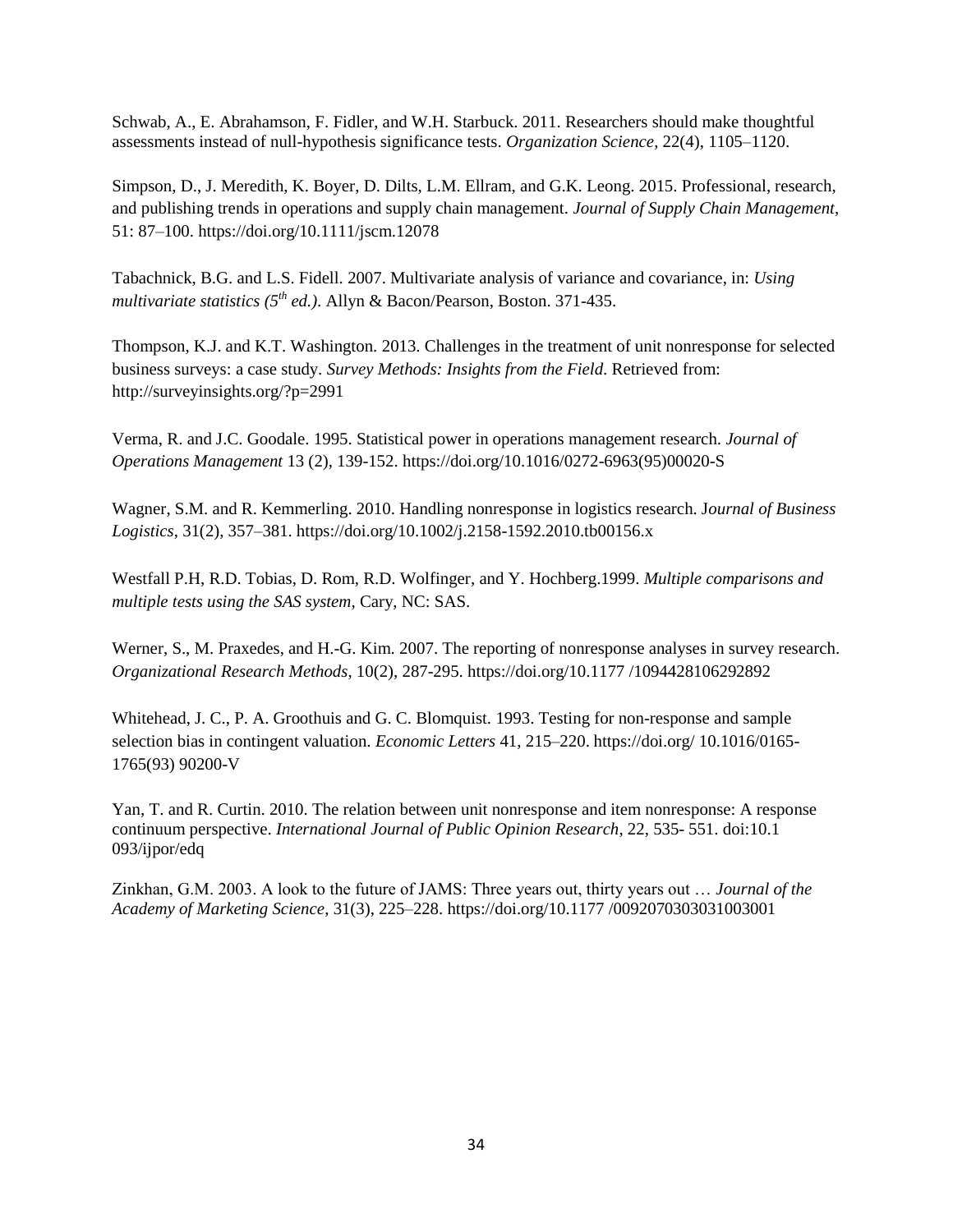Schwab, A., E. Abrahamson, F. Fidler, and W.H. Starbuck. 2011. Researchers should make thoughtful assessments instead of null-hypothesis significance tests. *Organization Science*, 22(4), 1105–1120.

Simpson, D., J. Meredith, K. Boyer, D. Dilts, L.M. Ellram, and G.K. Leong. 2015. Professional, research, and publishing trends in operations and supply chain management. *Journal of Supply Chain Management*, 51: 87–100. https://doi.org/10.1111/jscm.12078

Tabachnick, B.G. and L.S. Fidell. 2007. Multivariate analysis of variance and covariance, in: *Using multivariate statistics (5th ed.)*. Allyn & Bacon/Pearson, Boston. 371-435.

Thompson, K.J. and K.T. Washington. 2013. Challenges in the treatment of unit nonresponse for selected business surveys: a case study. *Survey Methods: Insights from the Field*. Retrieved from: http://surveyinsights.org/?p=2991

Verma, R. and J.C. Goodale. 1995. Statistical power in operations management research. *Journal of Operations Management* 13 (2), 139-152. https://doi.org/10.1016/0272-6963(95)00020-S

Wagner, S.M. and R. Kemmerling. 2010. Handling nonresponse in logistics research. J*ournal of Business Logistics*, 31(2), 357–381. https://doi.org/10.1002/j.2158-1592.2010.tb00156.x

Westfall P.H, R.D. Tobias, D. Rom, R.D. Wolfinger, and Y. Hochberg.1999. *Multiple comparisons and multiple tests using the SAS system*, Cary, NC: SAS.

Werner, S., M. Praxedes, and H.-G. Kim. 2007. The reporting of nonresponse analyses in survey research. *Organizational Research Methods*, 10(2), 287-295. https://doi.org/10.1177 /1094428106292892

Whitehead, J. C., P. A. Groothuis and G. C. Blomquist. 1993. Testing for non-response and sample selection bias in contingent valuation. *Economic Letters* 41, 215–220. https://doi.org/ 10.1016/0165-1765(93) 90200-V

Yan, T. and R. Curtin. 2010. The relation between unit nonresponse and item nonresponse: A response continuum perspective. *International Journal of Public Opinion Research*, 22, 535- 551. doi:10.1 093/ijpor/edq

Zinkhan, G.M. 2003. A look to the future of JAMS: Three years out, thirty years out … *Journal of the Academy of Marketing Science*, 31(3), 225–228. https://doi.org/10.1177 /0092070303031003001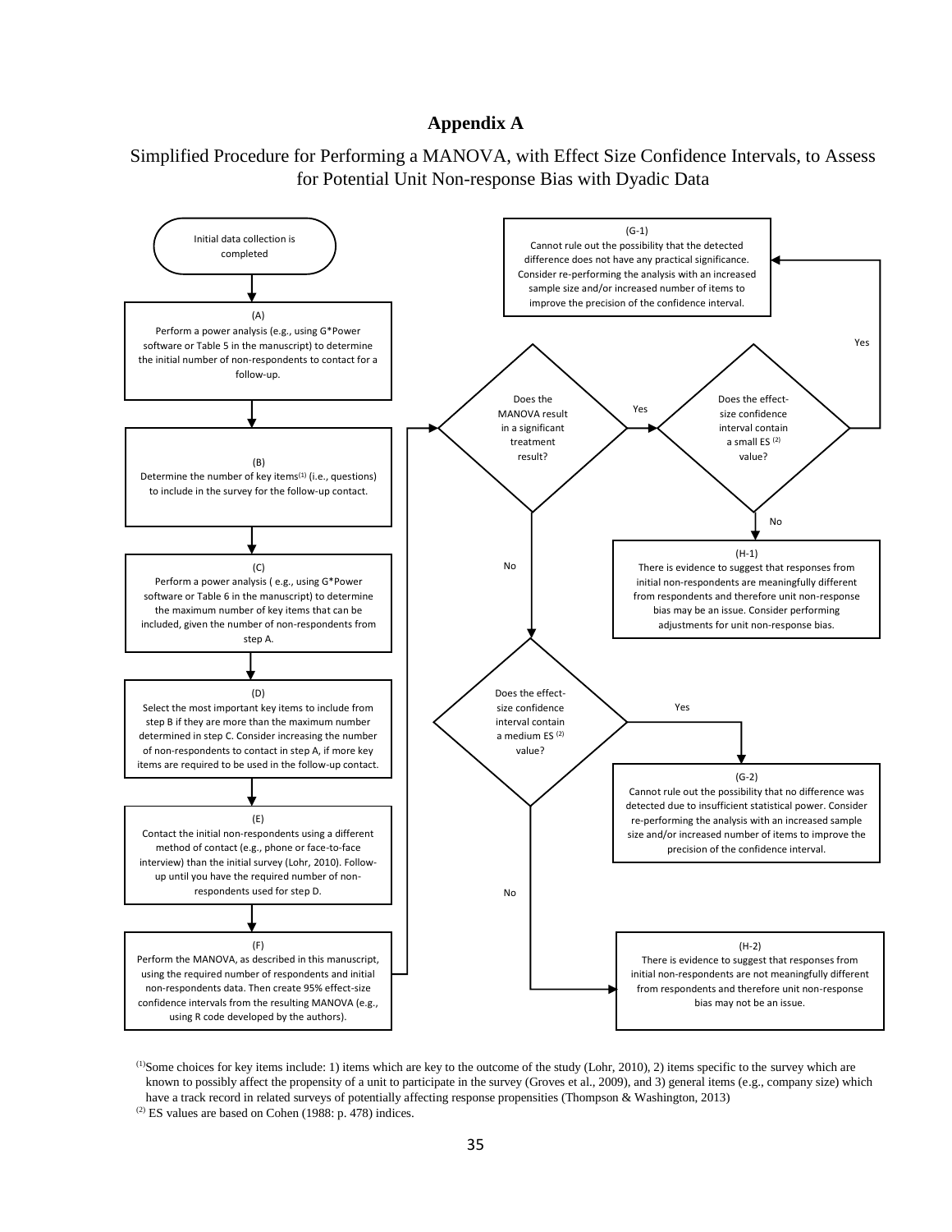# Appendix A

Simplified Procedure for Performing a MANOVA, with Effect Size Confidence Intervals, to Assess for Potential Unit Non-response Bias with Dyadic Data

Initial data collection is completed

(A)
Perform a power analysis (e.g., using G*Power software or Table 5 in the manuscript) to determine the initial number of non-respondents to contact for a follow-up.

(B)
Determine the number of key items[(1)] (i.e., questions) to include in the survey for the follow-up contact.

(C)
Perform a power analysis ( e.g., using G*Power software or Table 6 in the manuscript) to determine the maximum number of key items that can be included, given the number of non-respondents from step A.

(D)
Select the most important key items to include from step B if they are more than the maximum number determined in step C. Consider increasing the number of non-respondents to contact in step A, if more key items are required to be used in the follow-up contact.

(E)
Contact the initial non-respondents using a different method of contact (e.g., phone or face-to-face interview) than the initial survey (Lohr, 2010). Follow-up until you have the required number of non-respondents used for step D.

(F)
Perform the MANOVA, as described in this manuscript, using the required number of respondents and initial non-respondents data. Then create 95% effect-size confidence intervals from the resulting MANOVA (e.g., using R code developed by the authors).

Does the MANOVA result in a significant treatment result?

Yes

No

Does the effect-size confidence interval contain a small ES [(2)] value?

Yes

No

(G-1)
Cannot rule out the possibility that the detected difference does not have any practical significance. Consider re-performing the analysis with an increased sample size and/or increased number of items to improve the precision of the confidence interval.

(H-1)
There is evidence to suggest that responses from initial non-respondents are meaningfully different from respondents and therefore unit non-response bias may be an issue. Consider performing adjustments for unit non-response bias.

Does the effect-size confidence interval contain a medium ES [(2)] value?

Yes

No

(G-2)
Cannot rule out the possibility that no difference was detected due to insufficient statistical power. Consider re-performing the analysis with an increased sample size and/or increased number of items to improve the precision of the confidence interval.

(H-2)
There is evidence to suggest that responses from initial non-respondents are not meaningfully different from respondents and therefore unit non-response bias may not be an issue.

[(1)]Some choices for key items include: 1) items which are key to the outcome of the study (Lohr, 2010), 2) items specific to the survey which are known to possibly affect the propensity of a unit to participate in the survey (Groves et al., 2009), and 3) general items (e.g., company size) which have a track record in related surveys of potentially affecting response propensities (Thompson & Washington, 2013)

[(2)] ES values are based on Cohen (1988: p. 478) indices.